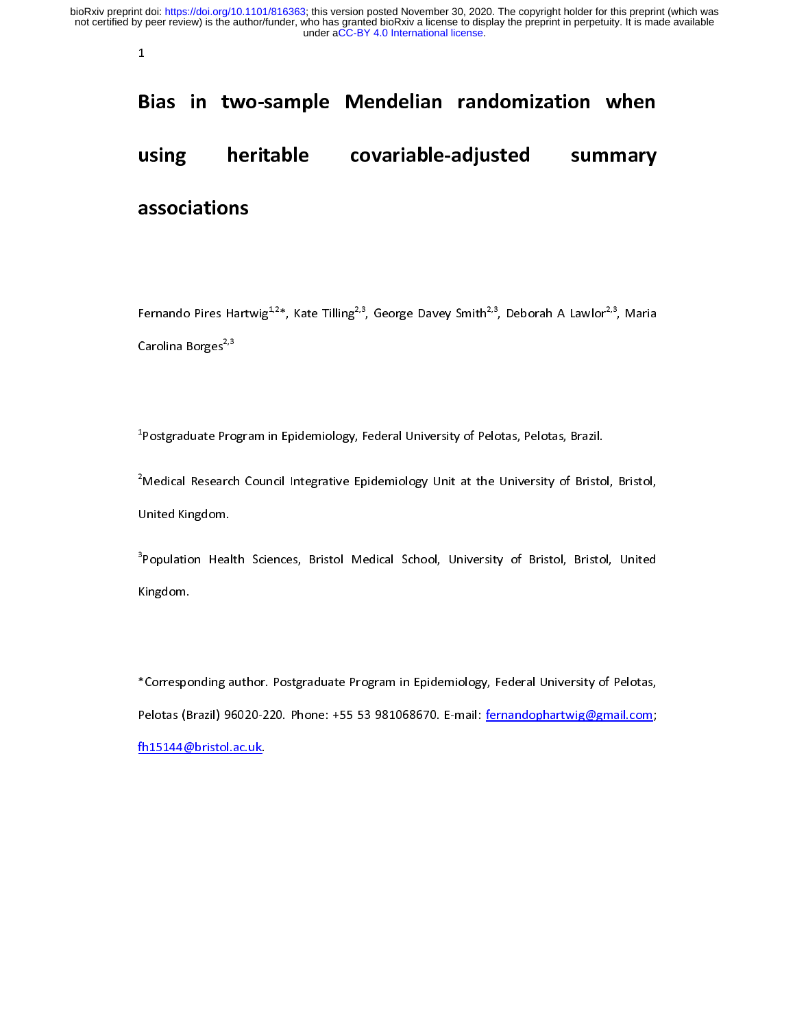# Bias in two-sample Mendelian randomization when using heritable covariable-adjusted summary associations

Fernando Pires Hartwig[1,2]*, Kate Tilling[2,3], George Davey Smith[2,3], Deborah A Lawlor[2,3], Maria Carolina Borges[2,3]

[1]Postgraduate Program in Epidemiology, Federal University of Pelotas, Pelotas, Brazil.

[2]Medical Research Council Integrative Epidemiology Unit at the University of Bristol, Bristol, United Kingdom.

[3]Population Health Sciences, Bristol Medical School, University of Bristol, Bristol, United Kingdom.

*Corresponding author. Postgraduate Program in Epidemiology, Federal University of Pelotas, Pelotas (Brazil) 96020-220. Phone: +55 53 981068670. E-mail: fernandophartwig@gmail.com; fh15144@bristol.ac.uk.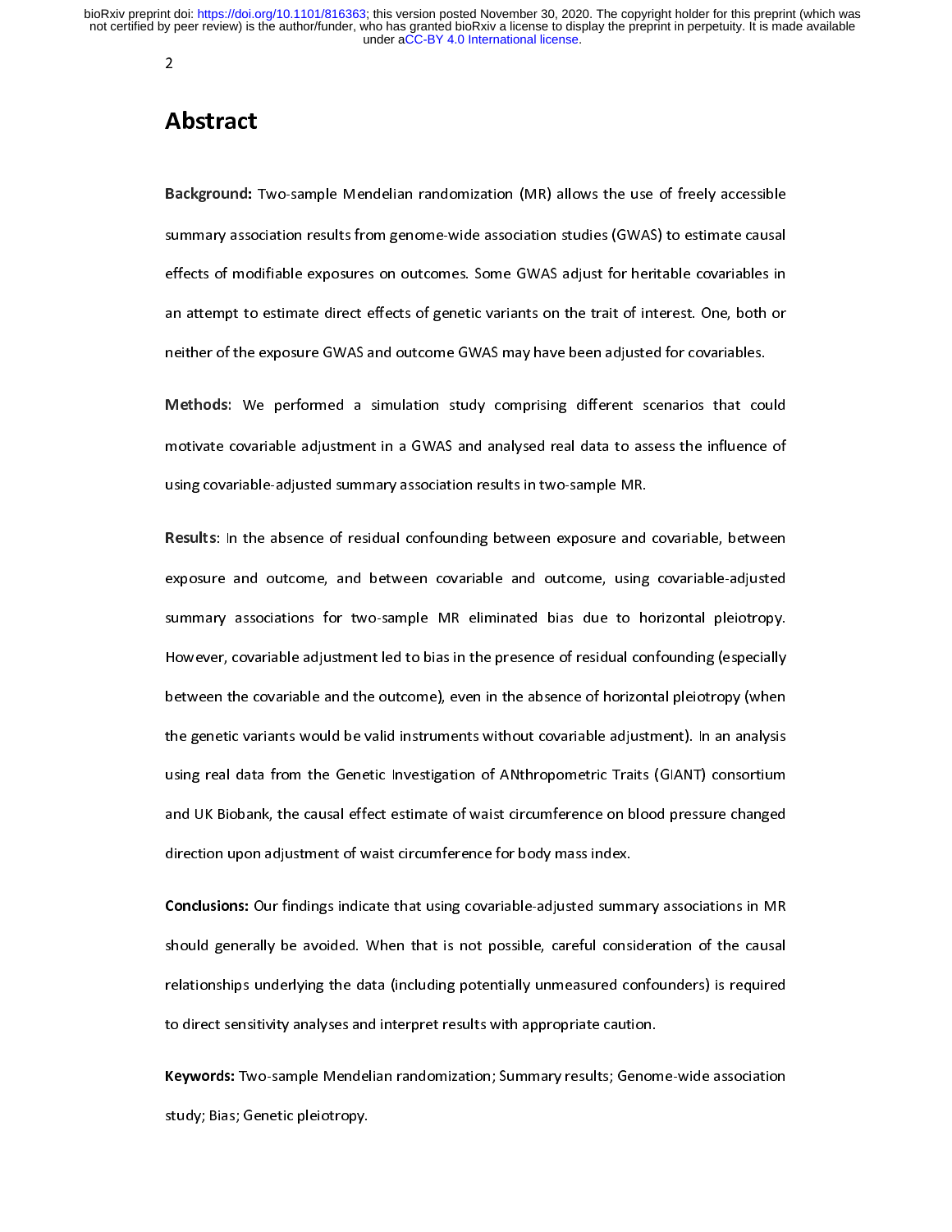# Abstract

**Background:** Two-sample Mendelian randomization (MR) allows the use of freely accessible summary association results from genome-wide association studies (GWAS) to estimate causal effects of modifiable exposures on outcomes. Some GWAS adjust for heritable covariables in an attempt to estimate direct effects of genetic variants on the trait of interest. One, both or neither of the exposure GWAS and outcome GWAS may have been adjusted for covariables.

**Methods:** We performed a simulation study comprising different scenarios that could motivate covariable adjustment in a GWAS and analysed real data to assess the influence of using covariable-adjusted summary association results in two-sample MR.

**Results**: In the absence of residual confounding between exposure and covariable, between exposure and outcome, and between covariable and outcome, using covariable-adjusted summary associations for two-sample MR eliminated bias due to horizontal pleiotropy. However, covariable adjustment led to bias in the presence of residual confounding (especially between the covariable and the outcome), even in the absence of horizontal pleiotropy (when the genetic variants would be valid instruments without covariable adjustment). In an analysis using real data from the Genetic Investigation of ANthropometric Traits (GIANT) consortium and UK Biobank, the causal effect estimate of waist circumference on blood pressure changed direction upon adjustment of waist circumference for body mass index.

**Conclusions:** Our findings indicate that using covariable-adjusted summary associations in MR should generally be avoided. When that is not possible, careful consideration of the causal relationships underlying the data (including potentially unmeasured confounders) is required to direct sensitivity analyses and interpret results with appropriate caution.

**Keywords:** Two-sample Mendelian randomization; Summary results; Genome-wide association study; Bias; Genetic pleiotropy.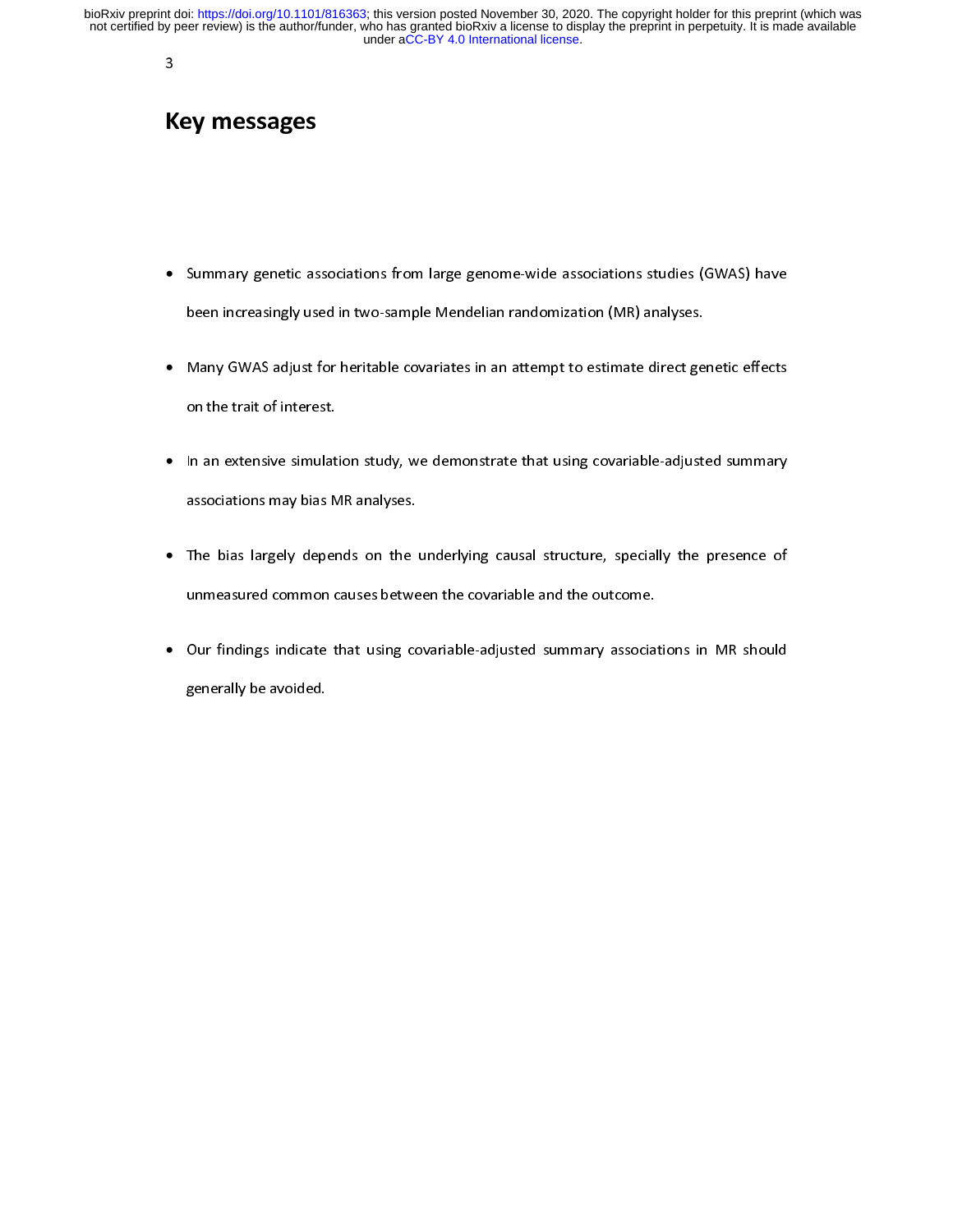# Key messages

- Summary genetic associations from large genome-wide associations studies (GWAS) have been increasingly used in two-sample Mendelian randomization (MR) analyses.
- Many GWAS adjust for heritable covariates in an attempt to estimate direct genetic effects on the trait of interest.
- In an extensive simulation study, we demonstrate that using covariable-adjusted summary associations may bias MR analyses.
- The bias largely depends on the underlying causal structure, specially the presence of unmeasured common causes between the covariable and the outcome.
- Our findings indicate that using covariable-adjusted summary associations in MR should generally be avoided.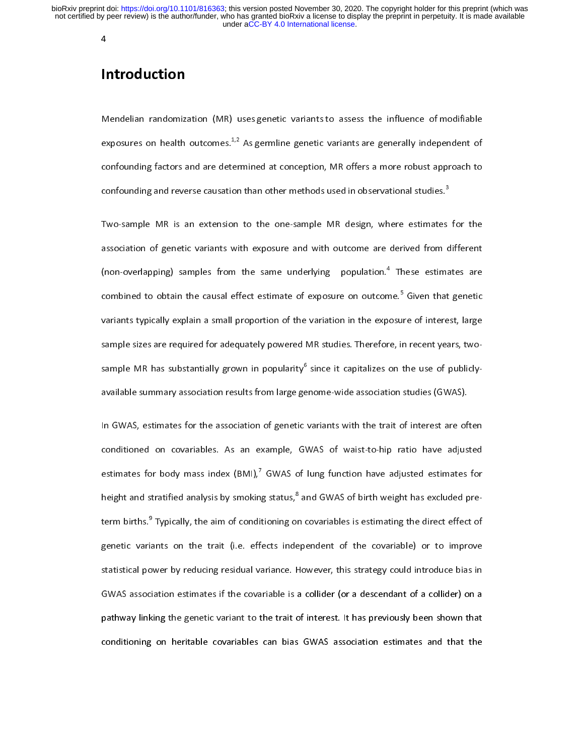# Introduction

Mendelian randomization (MR) uses genetic variants to assess the influence of modifiable exposures on health outcomes.[1,2] As germline genetic variants are generally independent of confounding factors and are determined at conception, MR offers a more robust approach to confounding and reverse causation than other methods used in observational studies.[3]

Two-sample MR is an extension to the one-sample MR design, where estimates for the association of genetic variants with exposure and with outcome are derived from different (non-overlapping) samples from the same underlying population.[4] These estimates are combined to obtain the causal effect estimate of exposure on outcome.[5] Given that genetic variants typically explain a small proportion of the variation in the exposure of interest, large sample sizes are required for adequately powered MR studies. Therefore, in recent years, two-sample MR has substantially grown in popularity[6] since it capitalizes on the use of publicly-available summary association results from large genome-wide association studies (GWAS).

In GWAS, estimates for the association of genetic variants with the trait of interest are often conditioned on covariables. As an example, GWAS of waist-to-hip ratio have adjusted estimates for body mass index (BMI),[7] GWAS of lung function have adjusted estimates for height and stratified analysis by smoking status,[8] and GWAS of birth weight has excluded pre-term births.[9] Typically, the aim of conditioning on covariables is estimating the direct effect of genetic variants on the trait (i.e. effects independent of the covariable) or to improve statistical power by reducing residual variance. However, this strategy could introduce bias in GWAS association estimates if the covariable is a collider (or a descendant of a collider) on a pathway linking the genetic variant to the trait of interest. It has previously been shown that conditioning on heritable covariables can bias GWAS association estimates and that the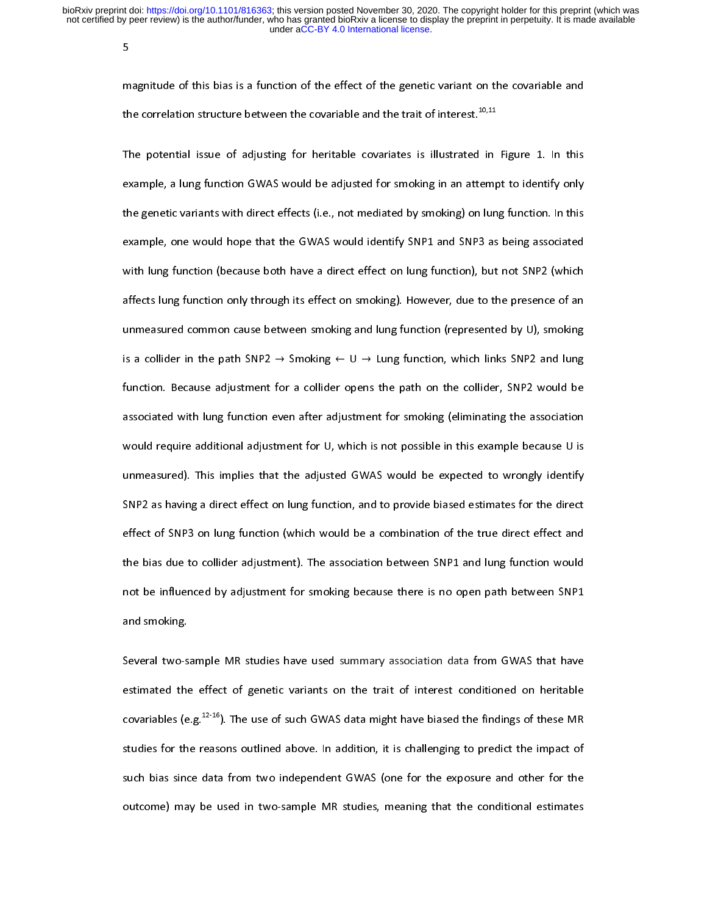magnitude of this bias is a function of the effect of the genetic variant on the covariable and the correlation structure between the covariable and the trait of interest.[10,11]

The potential issue of adjusting for heritable covariates is illustrated in Figure 1. In this example, a lung function GWAS would be adjusted for smoking in an attempt to identify only the genetic variants with direct effects (i.e., not mediated by smoking) on lung function. In this example, one would hope that the GWAS would identify SNP1 and SNP3 as being associated with lung function (because both have a direct effect on lung function), but not SNP2 (which affects lung function only through its effect on smoking). However, due to the presence of an unmeasured common cause between smoking and lung function (represented by U), smoking is a collider in the path SNP2 → Smoking ← U → Lung function, which links SNP2 and lung function. Because adjustment for a collider opens the path on the collider, SNP2 would be associated with lung function even after adjustment for smoking (eliminating the association would require additional adjustment for U, which is not possible in this example because U is unmeasured). This implies that the adjusted GWAS would be expected to wrongly identify SNP2 as having a direct effect on lung function, and to provide biased estimates for the direct effect of SNP3 on lung function (which would be a combination of the true direct effect and the bias due to collider adjustment). The association between SNP1 and lung function would not be influenced by adjustment for smoking because there is no open path between SNP1 and smoking.

Several two-sample MR studies have used summary association data from GWAS that have estimated the effect of genetic variants on the trait of interest conditioned on heritable covariables (e.g.[12-16]). The use of such GWAS data might have biased the findings of these MR studies for the reasons outlined above. In addition, it is challenging to predict the impact of such bias since data from two independent GWAS (one for the exposure and other for the outcome) may be used in two-sample MR studies, meaning that the conditional estimates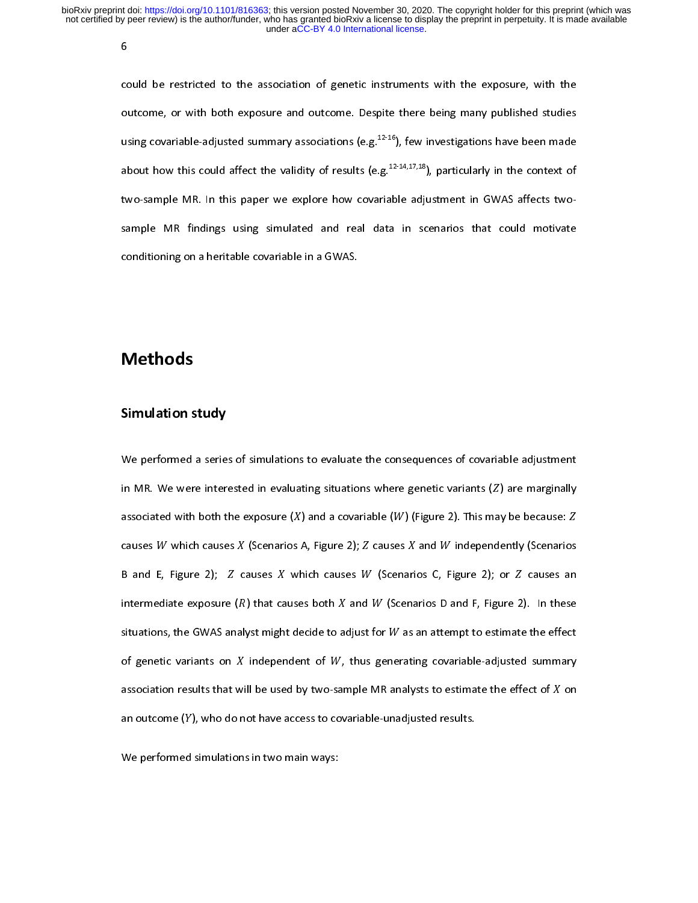could be restricted to the association of genetic instruments with the exposure, with the outcome, or with both exposure and outcome. Despite there being many published studies using covariable-adjusted summary associations (e.g.[12-16]), few investigations have been made about how this could affect the validity of results (e.g.[12-14,17,18]), particularly in the context of two-sample MR. In this paper we explore how covariable adjustment in GWAS affects two-sample MR findings using simulated and real data in scenarios that could motivate conditioning on a heritable covariable in a GWAS.

# Methods

## Simulation study

We performed a series of simulations to evaluate the consequences of covariable adjustment in MR. We were interested in evaluating situations where genetic variants ($Z$) are marginally associated with both the exposure ($X$) and a covariable ($W$) (Figure 2). This may be because: $Z$ causes $W$ which causes $X$ (Scenarios A, Figure 2); $Z$ causes $X$ and $W$ independently (Scenarios B and E, Figure 2); $Z$ causes $X$ which causes $W$ (Scenarios C, Figure 2); or $Z$ causes an intermediate exposure ($R$) that causes both $X$ and $W$ (Scenarios D and F, Figure 2). In these situations, the GWAS analyst might decide to adjust for $W$ as an attempt to estimate the effect of genetic variants on $X$ independent of $W$, thus generating covariable-adjusted summary association results that will be used by two-sample MR analysts to estimate the effect of $X$ on an outcome ($Y$), who do not have access to covariable-unadjusted results.

We performed simulations in two main ways: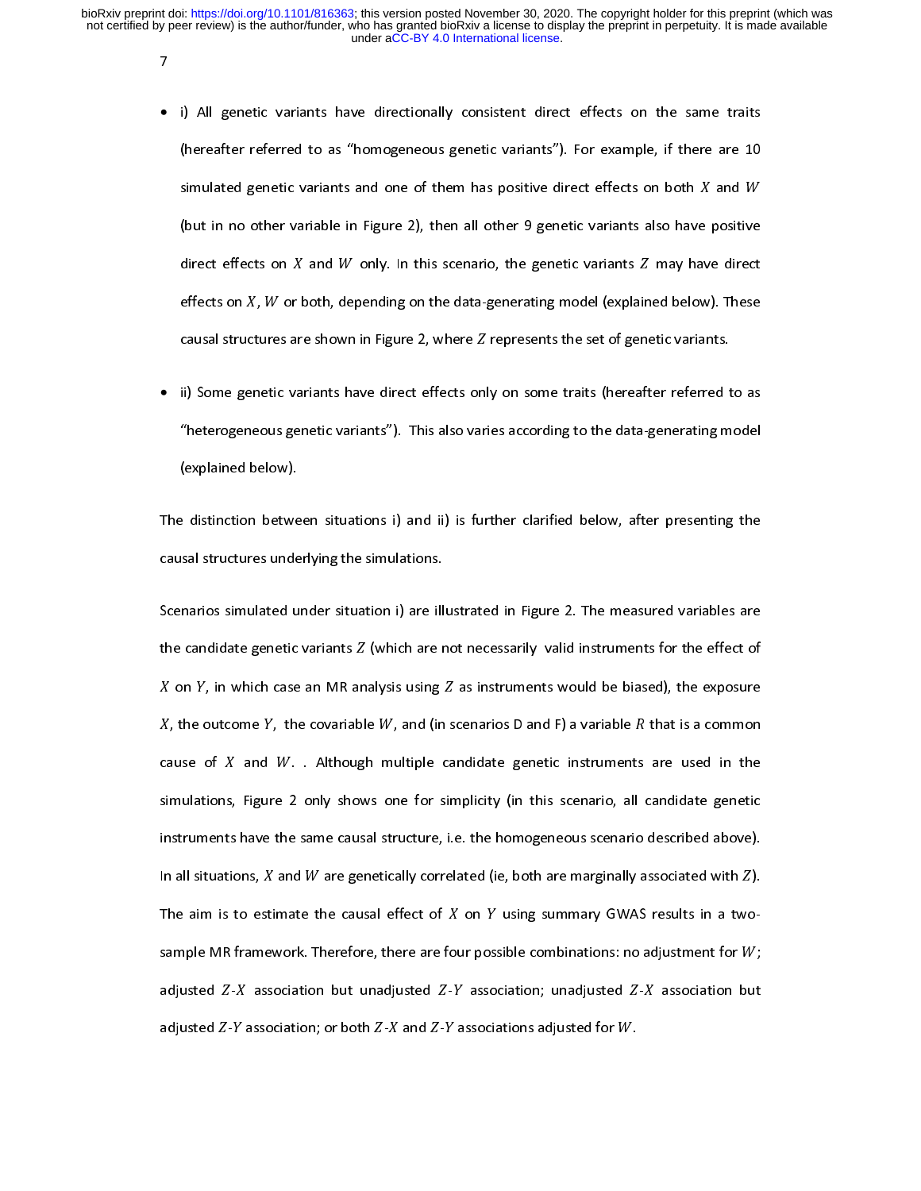- i) All genetic variants have directionally consistent direct effects on the same traits (hereafter referred to as "homogeneous genetic variants"). For example, if there are 10 simulated genetic variants and one of them has positive direct effects on both $X$ and $W$ (but in no other variable in Figure 2), then all other 9 genetic variants also have positive direct effects on $X$ and $W$ only. In this scenario, the genetic variants $Z$ may have direct effects on $X$, $W$ or both, depending on the data-generating model (explained below). These causal structures are shown in Figure 2, where $Z$ represents the set of genetic variants.

- ii) Some genetic variants have direct effects only on some traits (hereafter referred to as "heterogeneous genetic variants"). This also varies according to the data-generating model (explained below).

The distinction between situations i) and ii) is further clarified below, after presenting the causal structures underlying the simulations.

Scenarios simulated under situation i) are illustrated in Figure 2. The measured variables are the candidate genetic variants $Z$ (which are not necessarily valid instruments for the effect of $X$ on $Y$, in which case an MR analysis using $Z$ as instruments would be biased), the exposure $X$, the outcome $Y$, the covariable $W$, and (in scenarios D and F) a variable $R$ that is a common cause of $X$ and $W$. . Although multiple candidate genetic instruments are used in the simulations, Figure 2 only shows one for simplicity (in this scenario, all candidate genetic instruments have the same causal structure, i.e. the homogeneous scenario described above). In all situations, $X$ and $W$ are genetically correlated (ie, both are marginally associated with $Z$). The aim is to estimate the causal effect of $X$ on $Y$ using summary GWAS results in a two-sample MR framework. Therefore, there are four possible combinations: no adjustment for $W$; adjusted $Z$-$X$ association but unadjusted $Z$-$Y$ association; unadjusted $Z$-$X$ association but adjusted $Z$-$Y$ association; or both $Z$-$X$ and $Z$-$Y$ associations adjusted for $W$.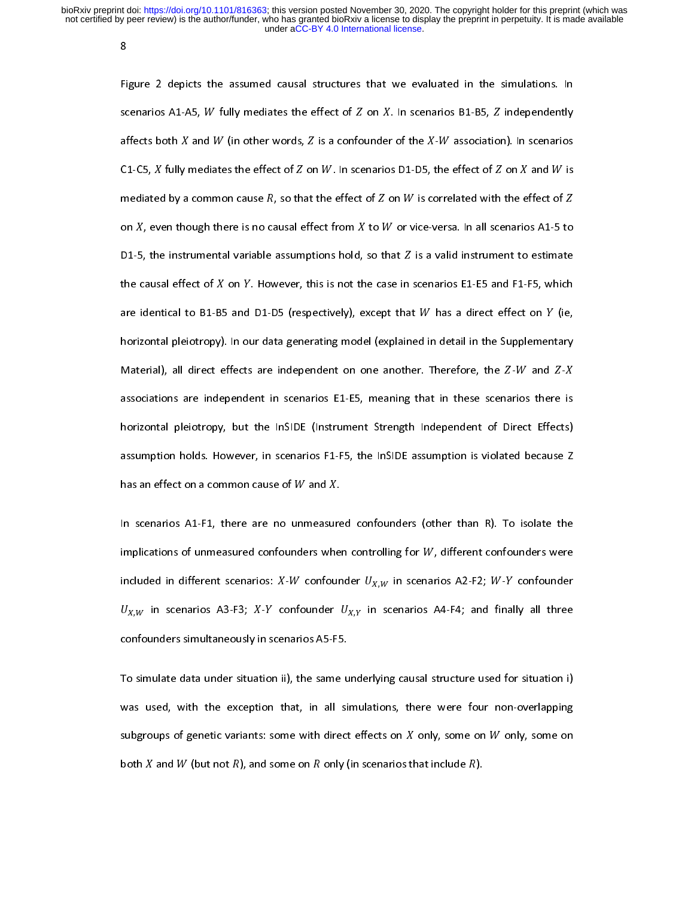Figure 2 depicts the assumed causal structures that we evaluated in the simulations. In scenarios A1-A5, $W$ fully mediates the effect of $Z$ on $X$. In scenarios B1-B5, $Z$ independently affects both $X$ and $W$ (in other words, $Z$ is a confounder of the $X$-$W$ association). In scenarios C1-C5, $X$ fully mediates the effect of $Z$ on $W$. In scenarios D1-D5, the effect of $Z$ on $X$ and $W$ is mediated by a common cause $R$, so that the effect of $Z$ on $W$ is correlated with the effect of $Z$ on $X$, even though there is no causal effect from $X$ to $W$ or vice-versa. In all scenarios A1-5 to D1-5, the instrumental variable assumptions hold, so that $Z$ is a valid instrument to estimate the causal effect of $X$ on $Y$. However, this is not the case in scenarios E1-E5 and F1-F5, which are identical to B1-B5 and D1-D5 (respectively), except that $W$ has a direct effect on $Y$ (ie, horizontal pleiotropy). In our data generating model (explained in detail in the Supplementary Material), all direct effects are independent on one another. Therefore, the $Z$-$W$ and $Z$-$X$ associations are independent in scenarios E1-E5, meaning that in these scenarios there is horizontal pleiotropy, but the InSIDE (Instrument Strength Independent of Direct Effects) assumption holds. However, in scenarios F1-F5, the InSIDE assumption is violated because Z has an effect on a common cause of $W$ and $X$.

In scenarios A1-F1, there are no unmeasured confounders (other than R). To isolate the implications of unmeasured confounders when controlling for $W$, different confounders were included in different scenarios: $X$-$W$ confounder $U_{X,W}$ in scenarios A2-F2; $W$-$Y$ confounder $U_{X,W}$ in scenarios A3-F3; $X$-$Y$ confounder $U_{X,Y}$ in scenarios A4-F4; and finally all three confounders simultaneously in scenarios A5-F5.

To simulate data under situation ii), the same underlying causal structure used for situation i) was used, with the exception that, in all simulations, there were four non-overlapping subgroups of genetic variants: some with direct effects on $X$ only, some on $W$ only, some on both $X$ and $W$ (but not $R$), and some on $R$ only (in scenarios that include $R$).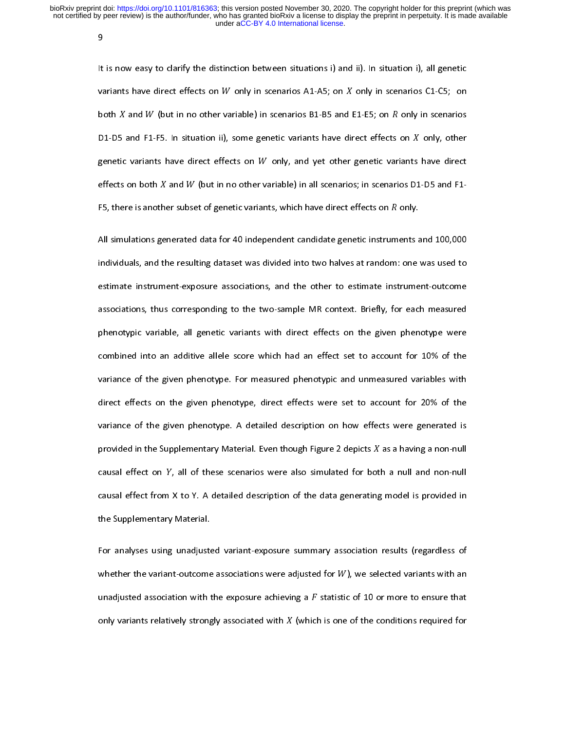It is now easy to clarify the distinction between situations i) and ii). In situation i), all genetic variants have direct effects on $W$ only in scenarios A1-A5; on $X$ only in scenarios C1-C5; on both $X$ and $W$ (but in no other variable) in scenarios B1-B5 and E1-E5; on $R$ only in scenarios D1-D5 and F1-F5. In situation ii), some genetic variants have direct effects on $X$ only, other genetic variants have direct effects on $W$ only, and yet other genetic variants have direct effects on both $X$ and $W$ (but in no other variable) in all scenarios; in scenarios D1-D5 and F1-F5, there is another subset of genetic variants, which have direct effects on $R$ only.

All simulations generated data for 40 independent candidate genetic instruments and 100,000 individuals, and the resulting dataset was divided into two halves at random: one was used to estimate instrument-exposure associations, and the other to estimate instrument-outcome associations, thus corresponding to the two-sample MR context. Briefly, for each measured phenotypic variable, all genetic variants with direct effects on the given phenotype were combined into an additive allele score which had an effect set to account for 10% of the variance of the given phenotype. For measured phenotypic and unmeasured variables with direct effects on the given phenotype, direct effects were set to account for 20% of the variance of the given phenotype. A detailed description on how effects were generated is provided in the Supplementary Material. Even though Figure 2 depicts $X$ as a having a non-null causal effect on $Y$, all of these scenarios were also simulated for both a null and non-null causal effect from X to Y. A detailed description of the data generating model is provided in the Supplementary Material.

For analyses using unadjusted variant-exposure summary association results (regardless of whether the variant-outcome associations were adjusted for $W$), we selected variants with an unadjusted association with the exposure achieving a $F$ statistic of 10 or more to ensure that only variants relatively strongly associated with $X$ (which is one of the conditions required for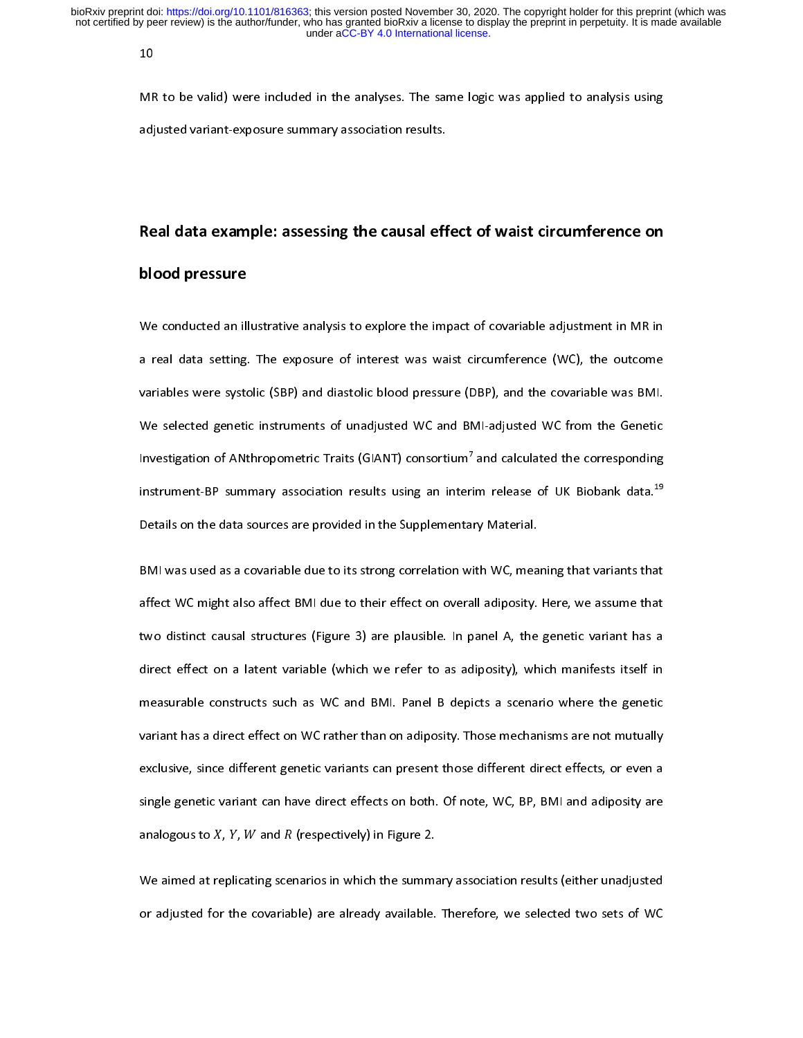MR to be valid) were included in the analyses. The same logic was applied to analysis using adjusted variant-exposure summary association results.

## Real data example: assessing the causal effect of waist circumference on blood pressure

We conducted an illustrative analysis to explore the impact of covariable adjustment in MR in a real data setting. The exposure of interest was waist circumference (WC), the outcome variables were systolic (SBP) and diastolic blood pressure (DBP), and the covariable was BMI. We selected genetic instruments of unadjusted WC and BMI-adjusted WC from the Genetic Investigation of ANthropometric Traits (GIANT) consortium[7] and calculated the corresponding instrument-BP summary association results using an interim release of UK Biobank data.[19] Details on the data sources are provided in the Supplementary Material.

BMI was used as a covariable due to its strong correlation with WC, meaning that variants that affect WC might also affect BMI due to their effect on overall adiposity. Here, we assume that two distinct causal structures (Figure 3) are plausible. In panel A, the genetic variant has a direct effect on a latent variable (which we refer to as adiposity), which manifests itself in measurable constructs such as WC and BMI. Panel B depicts a scenario where the genetic variant has a direct effect on WC rather than on adiposity. Those mechanisms are not mutually exclusive, since different genetic variants can present those different direct effects, or even a single genetic variant can have direct effects on both. Of note, WC, BP, BMI and adiposity are analogous to $X$, $Y$, $W$ and $R$ (respectively) in Figure 2.

We aimed at replicating scenarios in which the summary association results (either unadjusted or adjusted for the covariable) are already available. Therefore, we selected two sets of WC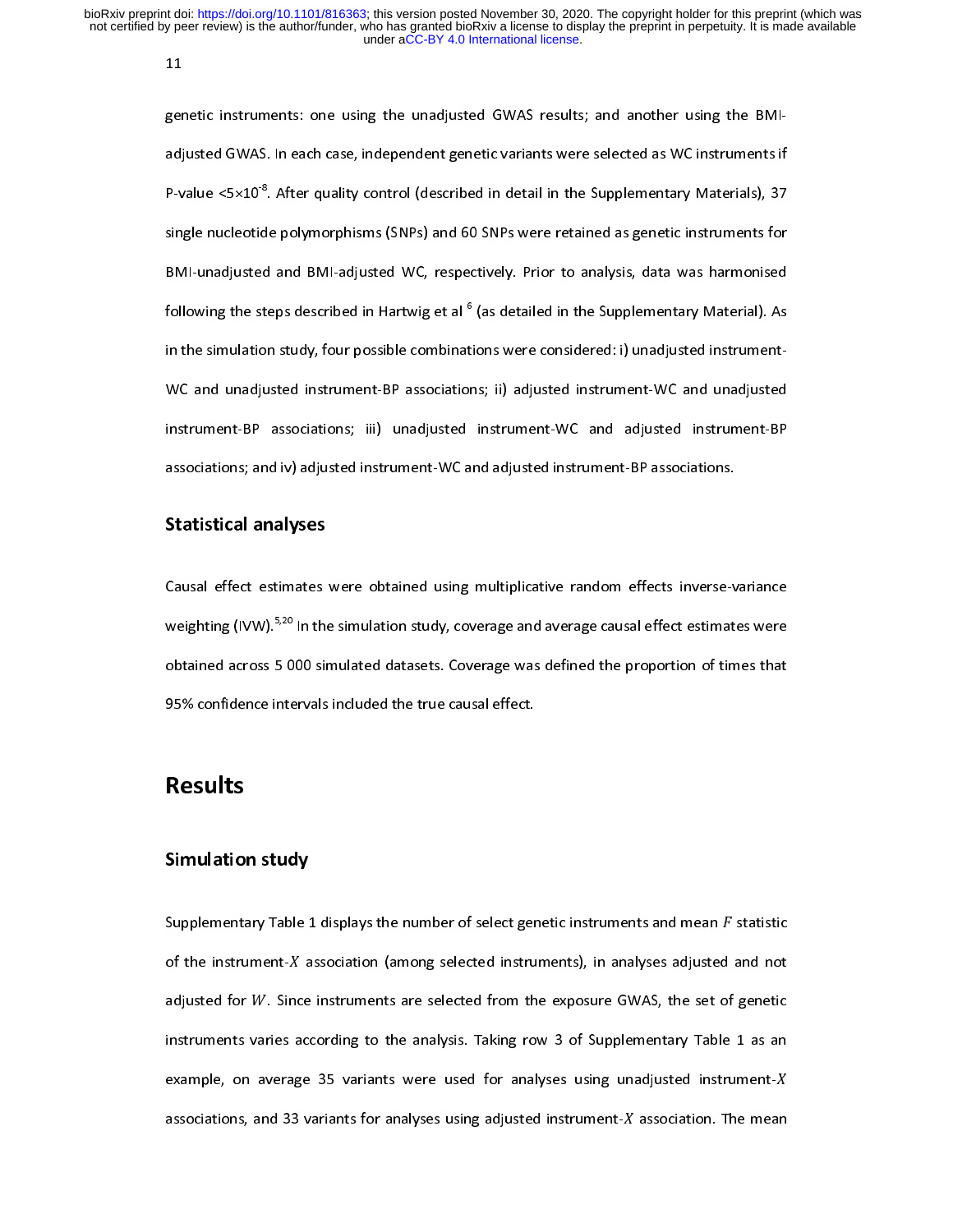genetic instruments: one using the unadjusted GWAS results; and another using the BMI-adjusted GWAS. In each case, independent genetic variants were selected as WC instruments if P-value $<5\times10^{-8}$. After quality control (described in detail in the Supplementary Materials), 37 single nucleotide polymorphisms (SNPs) and 60 SNPs were retained as genetic instruments for BMI-unadjusted and BMI-adjusted WC, respectively. Prior to analysis, data was harmonised following the steps described in Hartwig et al [6] (as detailed in the Supplementary Material). As in the simulation study, four possible combinations were considered: i) unadjusted instrument-WC and unadjusted instrument-BP associations; ii) adjusted instrument-WC and unadjusted instrument-BP associations; iii) unadjusted instrument-WC and adjusted instrument-BP associations; and iv) adjusted instrument-WC and adjusted instrument-BP associations.

## Statistical analyses

Causal effect estimates were obtained using multiplicative random effects inverse-variance weighting (IVW).[5,20] In the simulation study, coverage and average causal effect estimates were obtained across 5 000 simulated datasets. Coverage was defined the proportion of times that 95% confidence intervals included the true causal effect.

# Results

## Simulation study

Supplementary Table 1 displays the number of select genetic instruments and mean $F$ statistic of the instrument-$X$ association (among selected instruments), in analyses adjusted and not adjusted for $W$. Since instruments are selected from the exposure GWAS, the set of genetic instruments varies according to the analysis. Taking row 3 of Supplementary Table 1 as an example, on average 35 variants were used for analyses using unadjusted instrument-$X$ associations, and 33 variants for analyses using adjusted instrument-$X$ association. The mean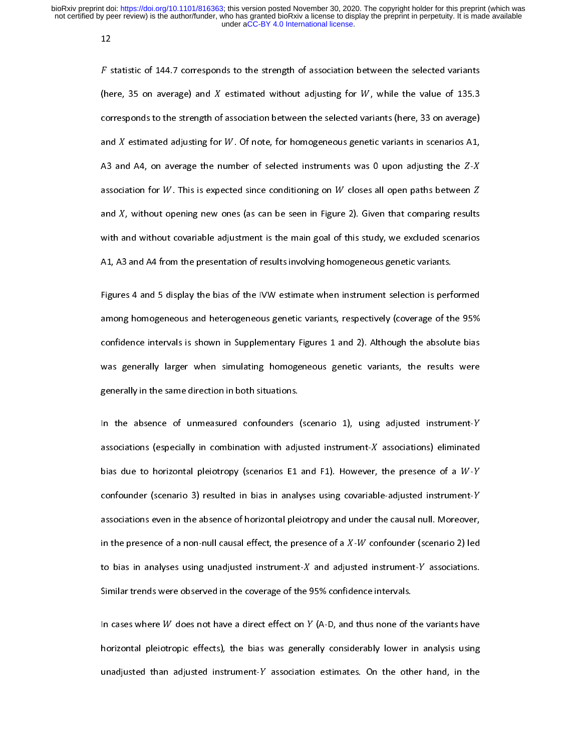$F$ statistic of 144.7 corresponds to the strength of association between the selected variants (here, 35 on average) and $X$ estimated without adjusting for $W$, while the value of 135.3 corresponds to the strength of association between the selected variants (here, 33 on average) and $X$ estimated adjusting for $W$. Of note, for homogeneous genetic variants in scenarios A1, A3 and A4, on average the number of selected instruments was 0 upon adjusting the $Z$-$X$ association for $W$. This is expected since conditioning on $W$ closes all open paths between $Z$ and $X$, without opening new ones (as can be seen in Figure 2). Given that comparing results with and without covariable adjustment is the main goal of this study, we excluded scenarios A1, A3 and A4 from the presentation of results involving homogeneous genetic variants.

Figures 4 and 5 display the bias of the IVW estimate when instrument selection is performed among homogeneous and heterogeneous genetic variants, respectively (coverage of the 95% confidence intervals is shown in Supplementary Figures 1 and 2). Although the absolute bias was generally larger when simulating homogeneous genetic variants, the results were generally in the same direction in both situations.

In the absence of unmeasured confounders (scenario 1), using adjusted instrument-$Y$ associations (especially in combination with adjusted instrument-$X$ associations) eliminated bias due to horizontal pleiotropy (scenarios E1 and F1). However, the presence of a $W$-$Y$ confounder (scenario 3) resulted in bias in analyses using covariable-adjusted instrument-$Y$ associations even in the absence of horizontal pleiotropy and under the causal null. Moreover, in the presence of a non-null causal effect, the presence of a $X$-$W$ confounder (scenario 2) led to bias in analyses using unadjusted instrument-$X$ and adjusted instrument-$Y$ associations. Similar trends were observed in the coverage of the 95% confidence intervals.

In cases where $W$ does not have a direct effect on $Y$ (A-D, and thus none of the variants have horizontal pleiotropic effects), the bias was generally considerably lower in analysis using unadjusted than adjusted instrument-$Y$ association estimates. On the other hand, in the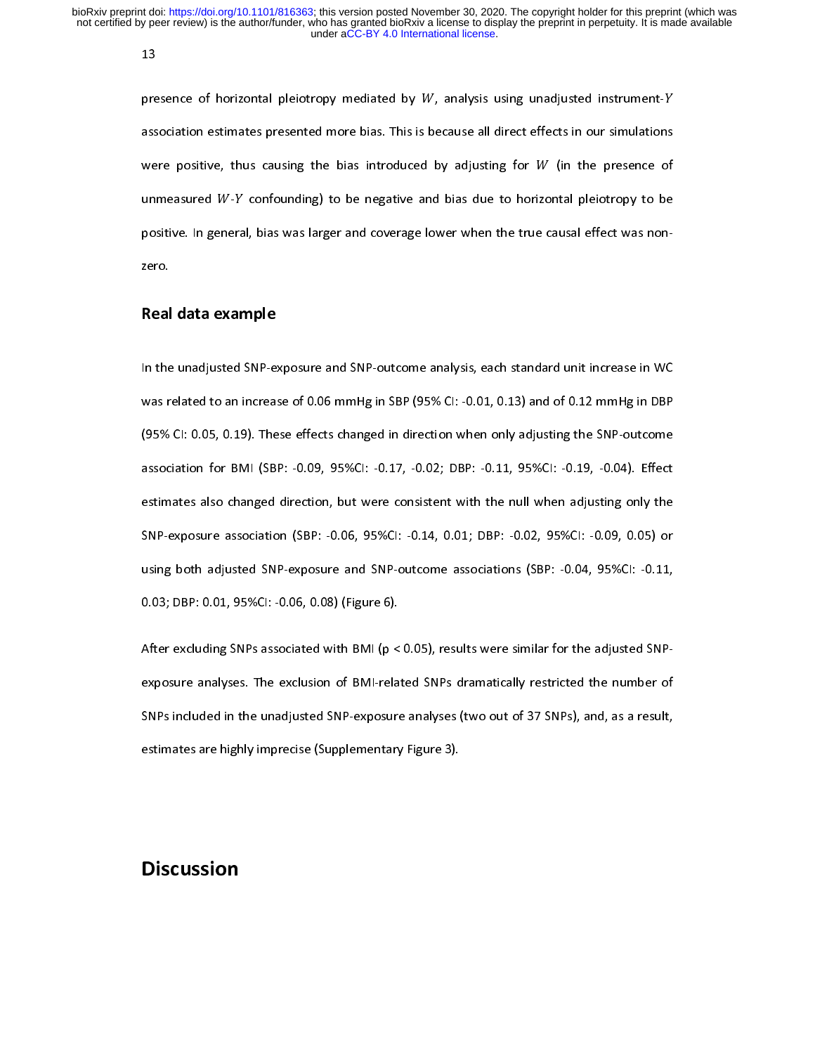presence of horizontal pleiotropy mediated by $W$, analysis using unadjusted instrument-$Y$ association estimates presented more bias. This is because all direct effects in our simulations were positive, thus causing the bias introduced by adjusting for $W$ (in the presence of unmeasured $W$-$Y$ confounding) to be negative and bias due to horizontal pleiotropy to be positive. In general, bias was larger and coverage lower when the true causal effect was non-zero.

## Real data example

In the unadjusted SNP-exposure and SNP-outcome analysis, each standard unit increase in WC was related to an increase of 0.06 mmHg in SBP (95% CI: -0.01, 0.13) and of 0.12 mmHg in DBP (95% CI: 0.05, 0.19). These effects changed in direction when only adjusting the SNP-outcome association for BMI (SBP: -0.09, 95%CI: -0.17, -0.02; DBP: -0.11, 95%CI: -0.19, -0.04). Effect estimates also changed direction, but were consistent with the null when adjusting only the SNP-exposure association (SBP: -0.06, 95%CI: -0.14, 0.01; DBP: -0.02, 95%CI: -0.09, 0.05) or using both adjusted SNP-exposure and SNP-outcome associations (SBP: -0.04, 95%CI: -0.11, 0.03; DBP: 0.01, 95%CI: -0.06, 0.08) (Figure 6).

After excluding SNPs associated with BMI ($p < 0.05$), results were similar for the adjusted SNP-exposure analyses. The exclusion of BMI-related SNPs dramatically restricted the number of SNPs included in the unadjusted SNP-exposure analyses (two out of 37 SNPs), and, as a result, estimates are highly imprecise (Supplementary Figure 3).

# Discussion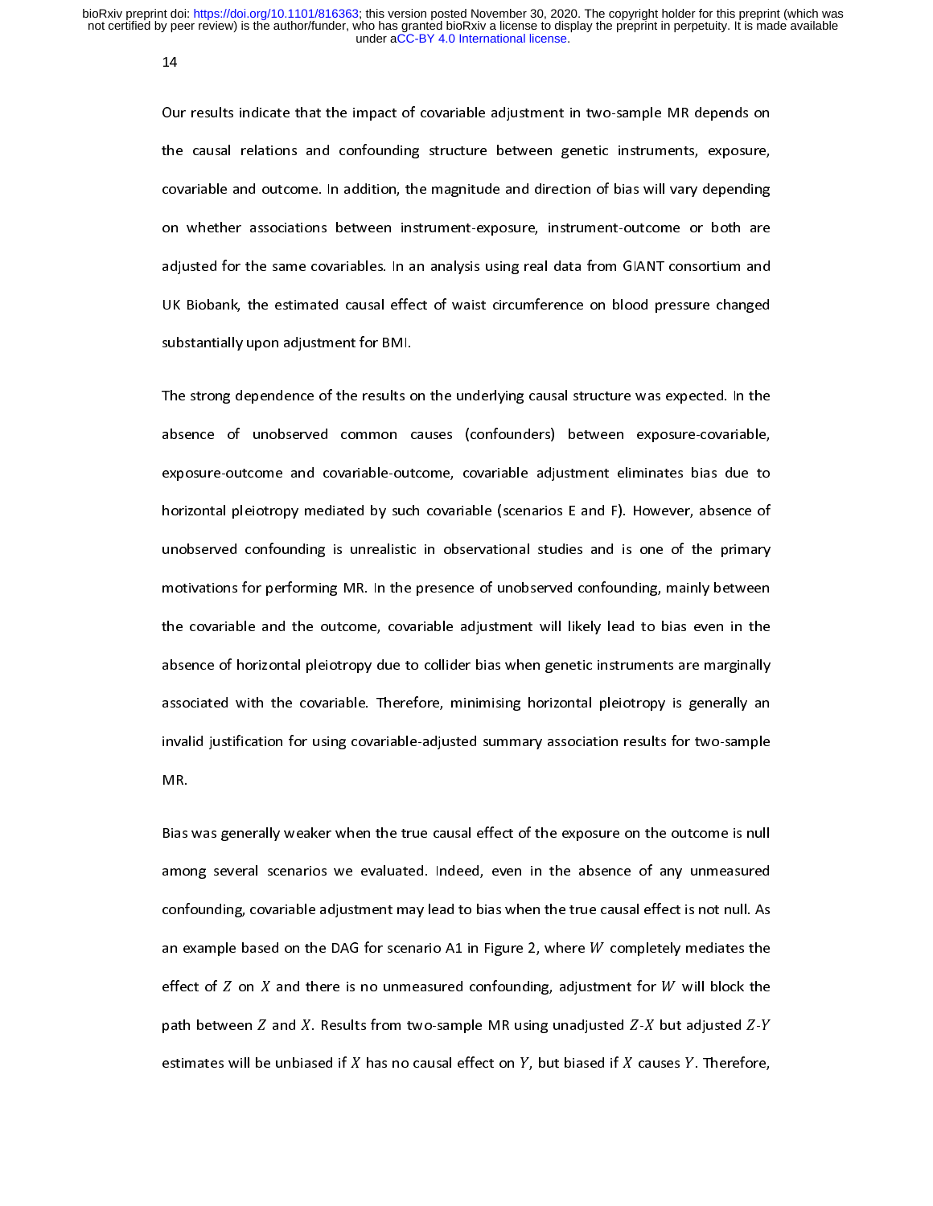Our results indicate that the impact of covariable adjustment in two-sample MR depends on the causal relations and confounding structure between genetic instruments, exposure, covariable and outcome. In addition, the magnitude and direction of bias will vary depending on whether associations between instrument-exposure, instrument-outcome or both are adjusted for the same covariables. In an analysis using real data from GIANT consortium and UK Biobank, the estimated causal effect of waist circumference on blood pressure changed substantially upon adjustment for BMI.

The strong dependence of the results on the underlying causal structure was expected. In the absence of unobserved common causes (confounders) between exposure-covariable, exposure-outcome and covariable-outcome, covariable adjustment eliminates bias due to horizontal pleiotropy mediated by such covariable (scenarios E and F). However, absence of unobserved confounding is unrealistic in observational studies and is one of the primary motivations for performing MR. In the presence of unobserved confounding, mainly between the covariable and the outcome, covariable adjustment will likely lead to bias even in the absence of horizontal pleiotropy due to collider bias when genetic instruments are marginally associated with the covariable. Therefore, minimising horizontal pleiotropy is generally an invalid justification for using covariable-adjusted summary association results for two-sample MR.

Bias was generally weaker when the true causal effect of the exposure on the outcome is null among several scenarios we evaluated. Indeed, even in the absence of any unmeasured confounding, covariable adjustment may lead to bias when the true causal effect is not null. As an example based on the DAG for scenario A1 in Figure 2, where $W$ completely mediates the effect of $Z$ on $X$ and there is no unmeasured confounding, adjustment for $W$ will block the path between $Z$ and $X$. Results from two-sample MR using unadjusted $Z$-$X$ but adjusted $Z$-$Y$ estimates will be unbiased if $X$ has no causal effect on $Y$, but biased if $X$ causes $Y$. Therefore,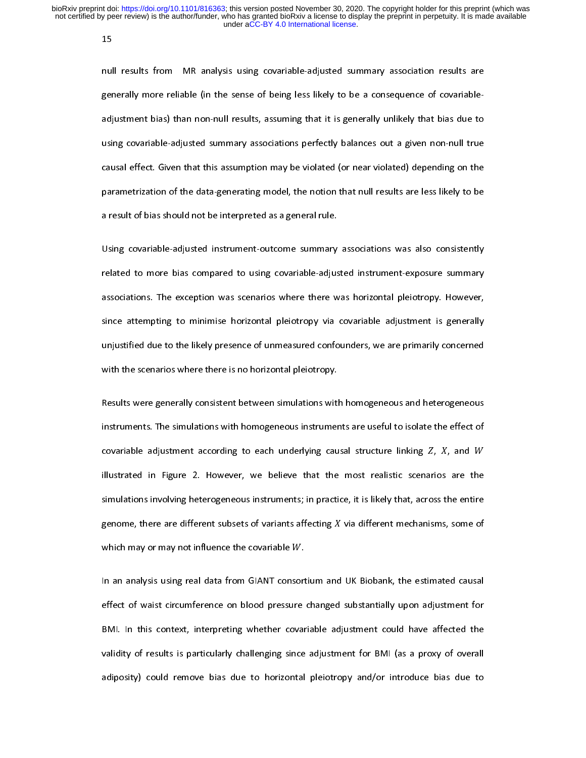null results from MR analysis using covariable-adjusted summary association results are generally more reliable (in the sense of being less likely to be a consequence of covariable-adjustment bias) than non-null results, assuming that it is generally unlikely that bias due to using covariable-adjusted summary associations perfectly balances out a given non-null true causal effect. Given that this assumption may be violated (or near violated) depending on the parametrization of the data-generating model, the notion that null results are less likely to be a result of bias should not be interpreted as a general rule.

Using covariable-adjusted instrument-outcome summary associations was also consistently related to more bias compared to using covariable-adjusted instrument-exposure summary associations. The exception was scenarios where there was horizontal pleiotropy. However, since attempting to minimise horizontal pleiotropy via covariable adjustment is generally unjustified due to the likely presence of unmeasured confounders, we are primarily concerned with the scenarios where there is no horizontal pleiotropy.

Results were generally consistent between simulations with homogeneous and heterogeneous instruments. The simulations with homogeneous instruments are useful to isolate the effect of covariable adjustment according to each underlying causal structure linking $Z$, $X$, and $W$ illustrated in Figure 2. However, we believe that the most realistic scenarios are the simulations involving heterogeneous instruments; in practice, it is likely that, across the entire genome, there are different subsets of variants affecting $X$ via different mechanisms, some of which may or may not influence the covariable $W$.

In an analysis using real data from GIANT consortium and UK Biobank, the estimated causal effect of waist circumference on blood pressure changed substantially upon adjustment for BMI. In this context, interpreting whether covariable adjustment could have affected the validity of results is particularly challenging since adjustment for BMI (as a proxy of overall adiposity) could remove bias due to horizontal pleiotropy and/or introduce bias due to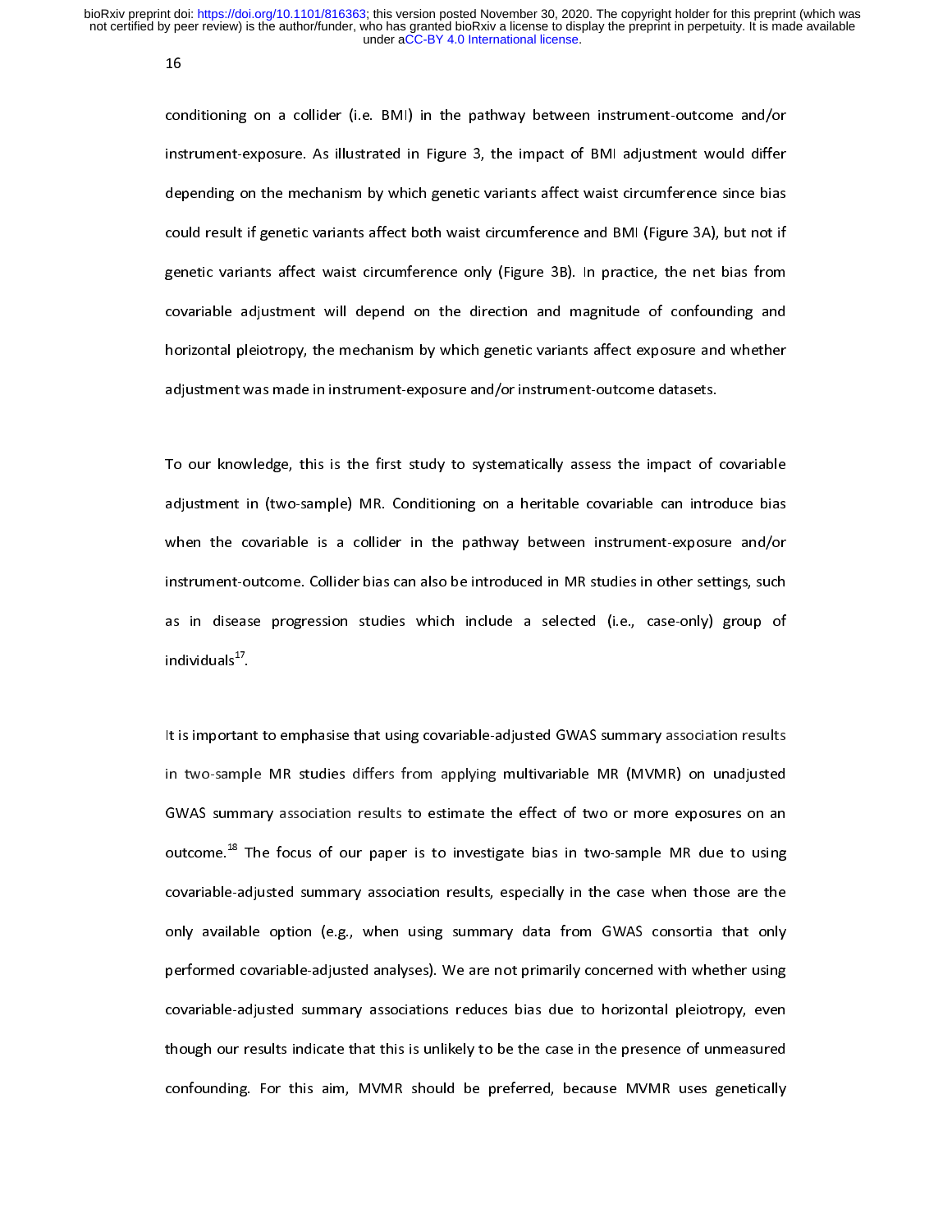conditioning on a collider (i.e. BMI) in the pathway between instrument-outcome and/or instrument-exposure. As illustrated in Figure 3, the impact of BMI adjustment would differ depending on the mechanism by which genetic variants affect waist circumference since bias could result if genetic variants affect both waist circumference and BMI (Figure 3A), but not if genetic variants affect waist circumference only (Figure 3B). In practice, the net bias from covariable adjustment will depend on the direction and magnitude of confounding and horizontal pleiotropy, the mechanism by which genetic variants affect exposure and whether adjustment was made in instrument-exposure and/or instrument-outcome datasets.

To our knowledge, this is the first study to systematically assess the impact of covariable adjustment in (two-sample) MR. Conditioning on a heritable covariable can introduce bias when the covariable is a collider in the pathway between instrument-exposure and/or instrument-outcome. Collider bias can also be introduced in MR studies in other settings, such as in disease progression studies which include a selected (i.e., case-only) group of individuals[17].

It is important to emphasise that using covariable-adjusted GWAS summary association results in two-sample MR studies differs from applying multivariable MR (MVMR) on unadjusted GWAS summary association results to estimate the effect of two or more exposures on an outcome.[18] The focus of our paper is to investigate bias in two-sample MR due to using covariable-adjusted summary association results, especially in the case when those are the only available option (e.g., when using summary data from GWAS consortia that only performed covariable-adjusted analyses). We are not primarily concerned with whether using covariable-adjusted summary associations reduces bias due to horizontal pleiotropy, even though our results indicate that this is unlikely to be the case in the presence of unmeasured confounding. For this aim, MVMR should be preferred, because MVMR uses genetically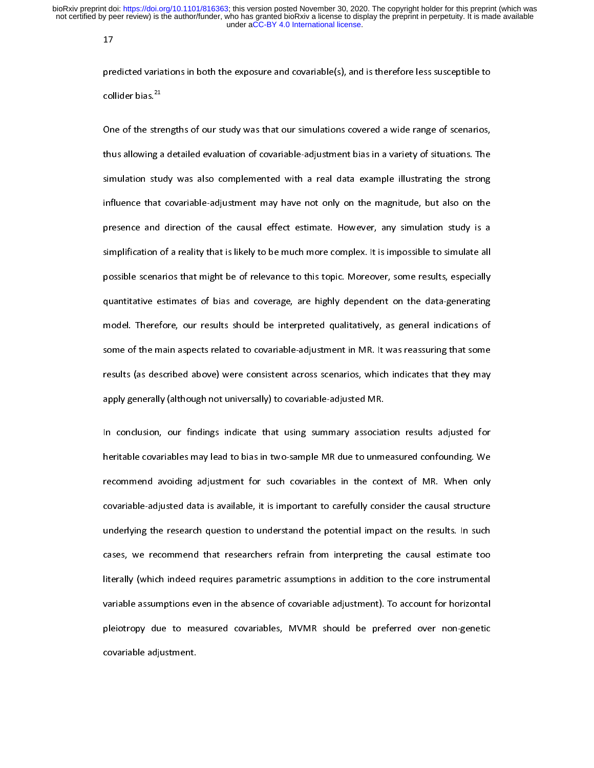predicted variations in both the exposure and covariable(s), and is therefore less susceptible to collider bias.[21]

One of the strengths of our study was that our simulations covered a wide range of scenarios, thus allowing a detailed evaluation of covariable-adjustment bias in a variety of situations. The simulation study was also complemented with a real data example illustrating the strong influence that covariable-adjustment may have not only on the magnitude, but also on the presence and direction of the causal effect estimate. However, any simulation study is a simplification of a reality that is likely to be much more complex. It is impossible to simulate all possible scenarios that might be of relevance to this topic. Moreover, some results, especially quantitative estimates of bias and coverage, are highly dependent on the data-generating model. Therefore, our results should be interpreted qualitatively, as general indications of some of the main aspects related to covariable-adjustment in MR. It was reassuring that some results (as described above) were consistent across scenarios, which indicates that they may apply generally (although not universally) to covariable-adjusted MR.

In conclusion, our findings indicate that using summary association results adjusted for heritable covariables may lead to bias in two-sample MR due to unmeasured confounding. We recommend avoiding adjustment for such covariables in the context of MR. When only covariable-adjusted data is available, it is important to carefully consider the causal structure underlying the research question to understand the potential impact on the results. In such cases, we recommend that researchers refrain from interpreting the causal estimate too literally (which indeed requires parametric assumptions in addition to the core instrumental variable assumptions even in the absence of covariable adjustment). To account for horizontal pleiotropy due to measured covariables, MVMR should be preferred over non-genetic covariable adjustment.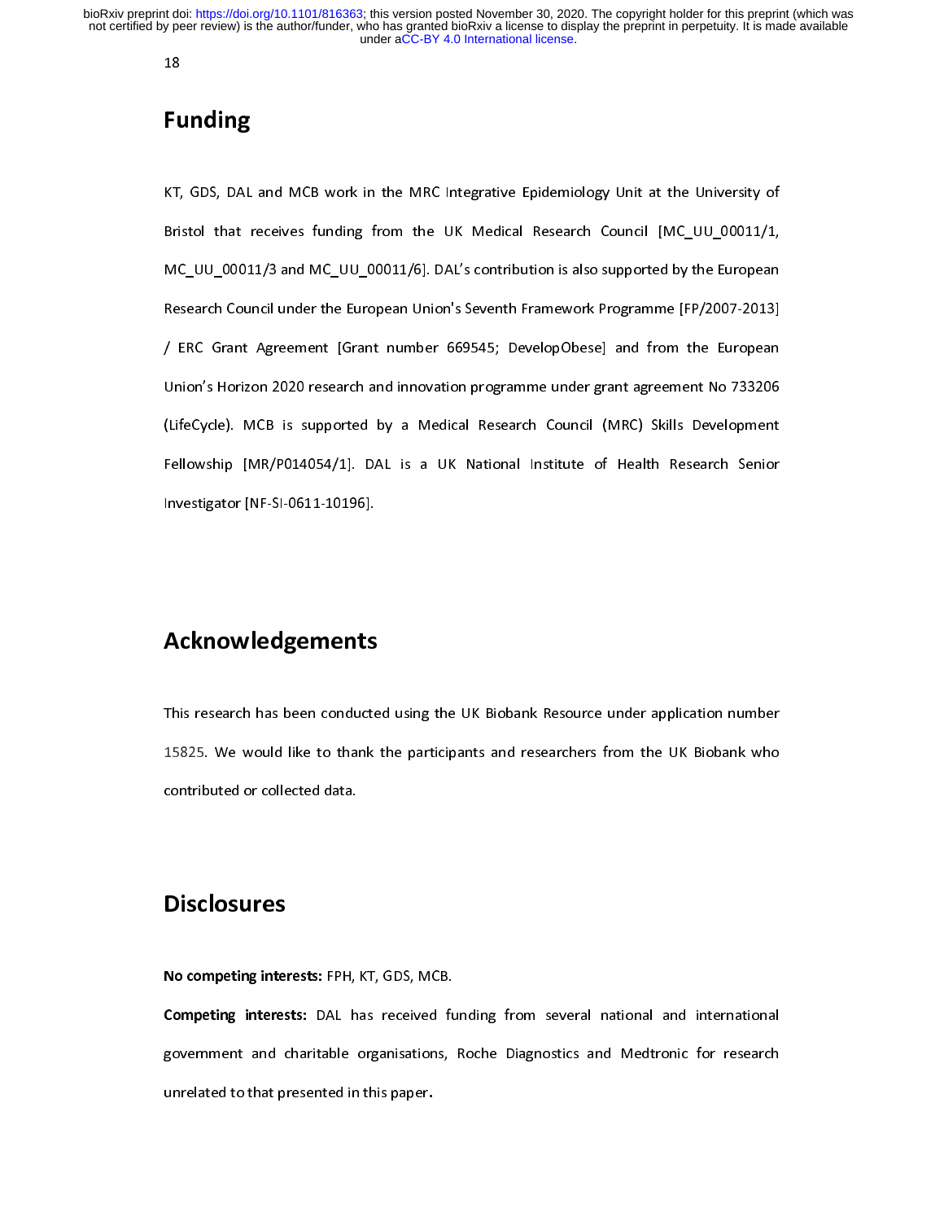# Funding

KT, GDS, DAL and MCB work in the MRC Integrative Epidemiology Unit at the University of Bristol that receives funding from the UK Medical Research Council [MC_UU_00011/1, MC_UU_00011/3 and MC_UU_00011/6]. DAL's contribution is also supported by the European Research Council under the European Union's Seventh Framework Programme [FP/2007-2013] / ERC Grant Agreement [Grant number 669545; DevelopObese] and from the European Union's Horizon 2020 research and innovation programme under grant agreement No 733206 (LifeCycle). MCB is supported by a Medical Research Council (MRC) Skills Development Fellowship [MR/P014054/1]. DAL is a UK National Institute of Health Research Senior Investigator [NF-SI-0611-10196].

# Acknowledgements

This research has been conducted using the UK Biobank Resource under application number 15825. We would like to thank the participants and researchers from the UK Biobank who contributed or collected data.

# Disclosures

**No competing interests:** FPH, KT, GDS, MCB.

**Competing interests:** DAL has received funding from several national and international government and charitable organisations, Roche Diagnostics and Medtronic for research unrelated to that presented in this paper.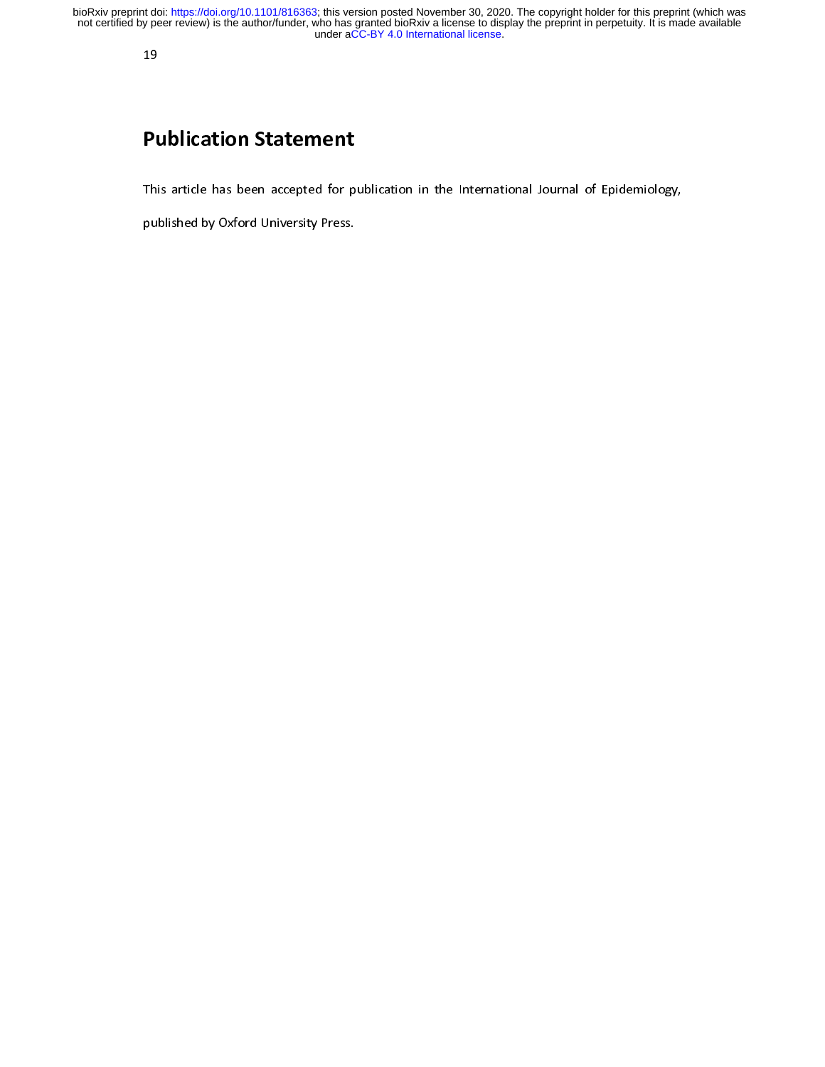# Publication Statement

This article has been accepted for publication in the International Journal of Epidemiology, published by Oxford University Press.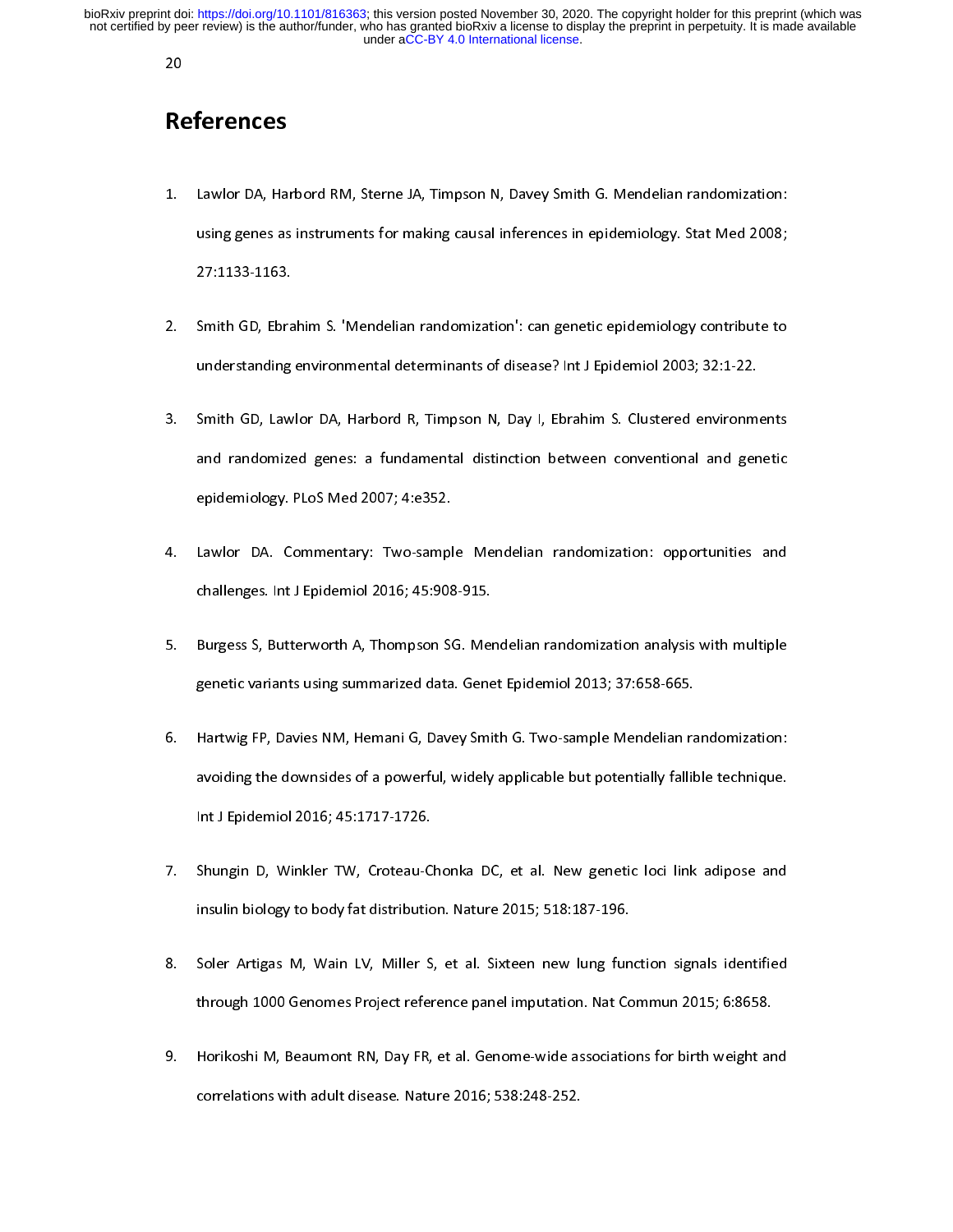# References

1. Lawlor DA, Harbord RM, Sterne JA, Timpson N, Davey Smith G. Mendelian randomization: using genes as instruments for making causal inferences in epidemiology. Stat Med 2008; 27:1133-1163.

2. Smith GD, Ebrahim S. 'Mendelian randomization': can genetic epidemiology contribute to understanding environmental determinants of disease? Int J Epidemiol 2003; 32:1-22.

3. Smith GD, Lawlor DA, Harbord R, Timpson N, Day I, Ebrahim S. Clustered environments and randomized genes: a fundamental distinction between conventional and genetic epidemiology. PLoS Med 2007; 4:e352.

4. Lawlor DA. Commentary: Two-sample Mendelian randomization: opportunities and challenges. Int J Epidemiol 2016; 45:908-915.

5. Burgess S, Butterworth A, Thompson SG. Mendelian randomization analysis with multiple genetic variants using summarized data. Genet Epidemiol 2013; 37:658-665.

6. Hartwig FP, Davies NM, Hemani G, Davey Smith G. Two-sample Mendelian randomization: avoiding the downsides of a powerful, widely applicable but potentially fallible technique. Int J Epidemiol 2016; 45:1717-1726.

7. Shungin D, Winkler TW, Croteau-Chonka DC, et al. New genetic loci link adipose and insulin biology to body fat distribution. Nature 2015; 518:187-196.

8. Soler Artigas M, Wain LV, Miller S, et al. Sixteen new lung function signals identified through 1000 Genomes Project reference panel imputation. Nat Commun 2015; 6:8658.

9. Horikoshi M, Beaumont RN, Day FR, et al. Genome-wide associations for birth weight and correlations with adult disease. Nature 2016; 538:248-252.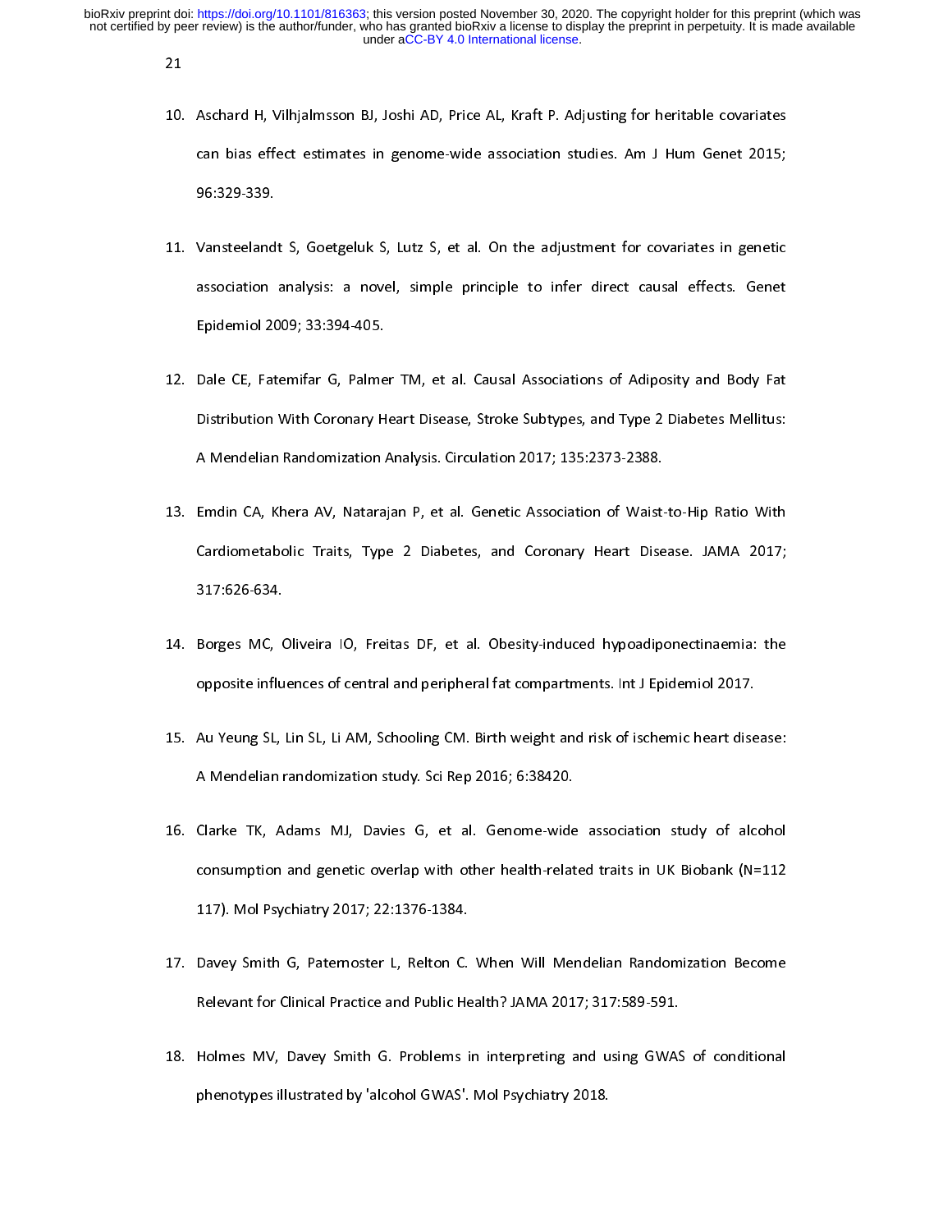10. Aschard H, Vilhjalmsson BJ, Joshi AD, Price AL, Kraft P. Adjusting for heritable covariates can bias effect estimates in genome-wide association studies. Am J Hum Genet 2015; 96:329-339.

11. Vansteelandt S, Goetgeluk S, Lutz S, et al. On the adjustment for covariates in genetic association analysis: a novel, simple principle to infer direct causal effects. Genet Epidemiol 2009; 33:394-405.

12. Dale CE, Fatemifar G, Palmer TM, et al. Causal Associations of Adiposity and Body Fat Distribution With Coronary Heart Disease, Stroke Subtypes, and Type 2 Diabetes Mellitus: A Mendelian Randomization Analysis. Circulation 2017; 135:2373-2388.

13. Emdin CA, Khera AV, Natarajan P, et al. Genetic Association of Waist-to-Hip Ratio With Cardiometabolic Traits, Type 2 Diabetes, and Coronary Heart Disease. JAMA 2017; 317:626-634.

14. Borges MC, Oliveira IO, Freitas DF, et al. Obesity-induced hypoadiponectinaemia: the opposite influences of central and peripheral fat compartments. Int J Epidemiol 2017.

15. Au Yeung SL, Lin SL, Li AM, Schooling CM. Birth weight and risk of ischemic heart disease: A Mendelian randomization study. Sci Rep 2016; 6:38420.

16. Clarke TK, Adams MJ, Davies G, et al. Genome-wide association study of alcohol consumption and genetic overlap with other health-related traits in UK Biobank (N=112 117). Mol Psychiatry 2017; 22:1376-1384.

17. Davey Smith G, Paternoster L, Relton C. When Will Mendelian Randomization Become Relevant for Clinical Practice and Public Health? JAMA 2017; 317:589-591.

18. Holmes MV, Davey Smith G. Problems in interpreting and using GWAS of conditional phenotypes illustrated by 'alcohol GWAS'. Mol Psychiatry 2018.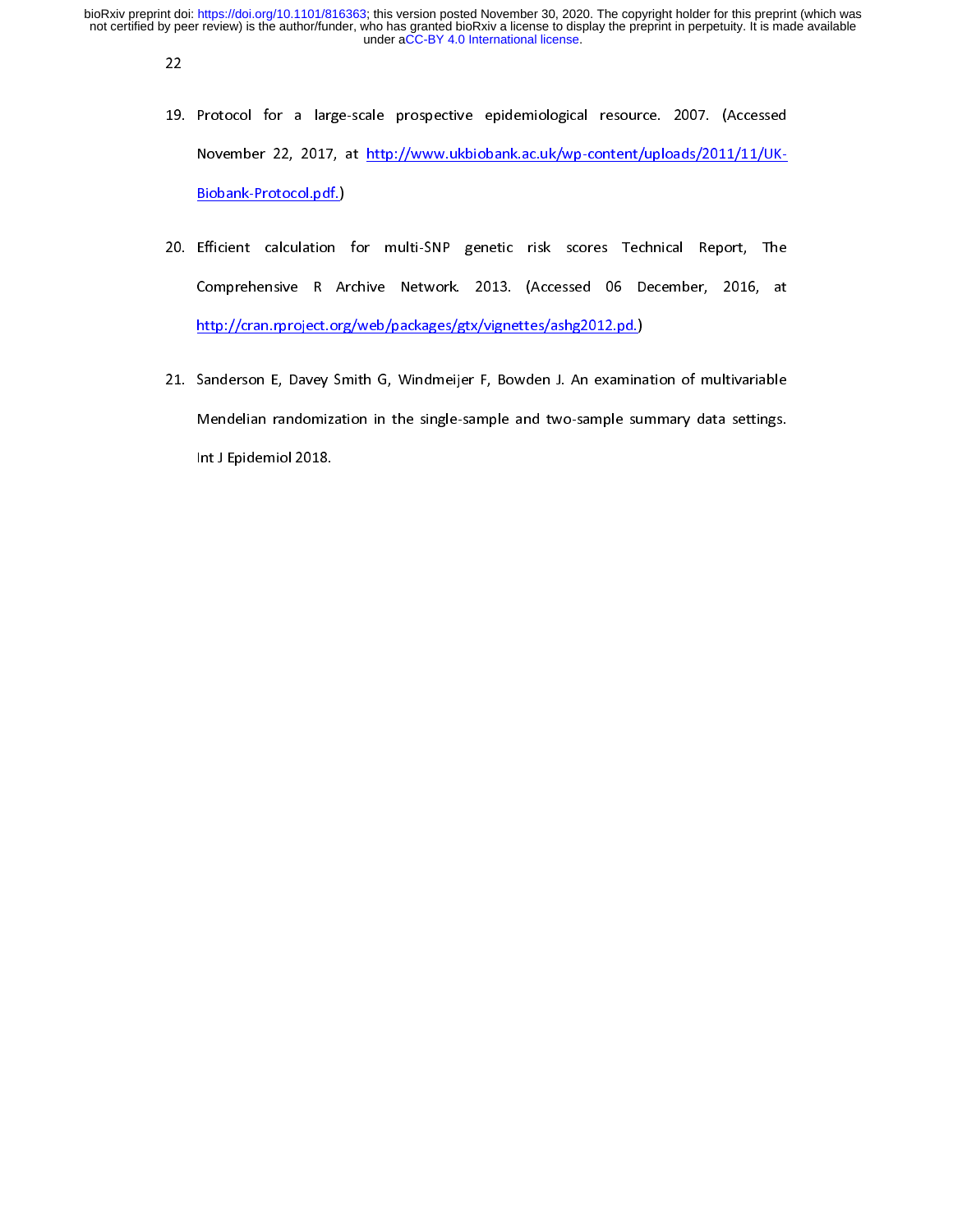19. Protocol for a large-scale prospective epidemiological resource. 2007. (Accessed November 22, 2017, at http://www.ukbiobank.ac.uk/wp-content/uploads/2011/11/UK-Biobank-Protocol.pdf.)

20. Efficient calculation for multi-SNP genetic risk scores Technical Report, The Comprehensive R Archive Network. 2013. (Accessed 06 December, 2016, at http://cran.rproject.org/web/packages/gtx/vignettes/ashg2012.pd.)

21. Sanderson E, Davey Smith G, Windmeijer F, Bowden J. An examination of multivariable Mendelian randomization in the single-sample and two-sample summary data settings. Int J Epidemiol 2018.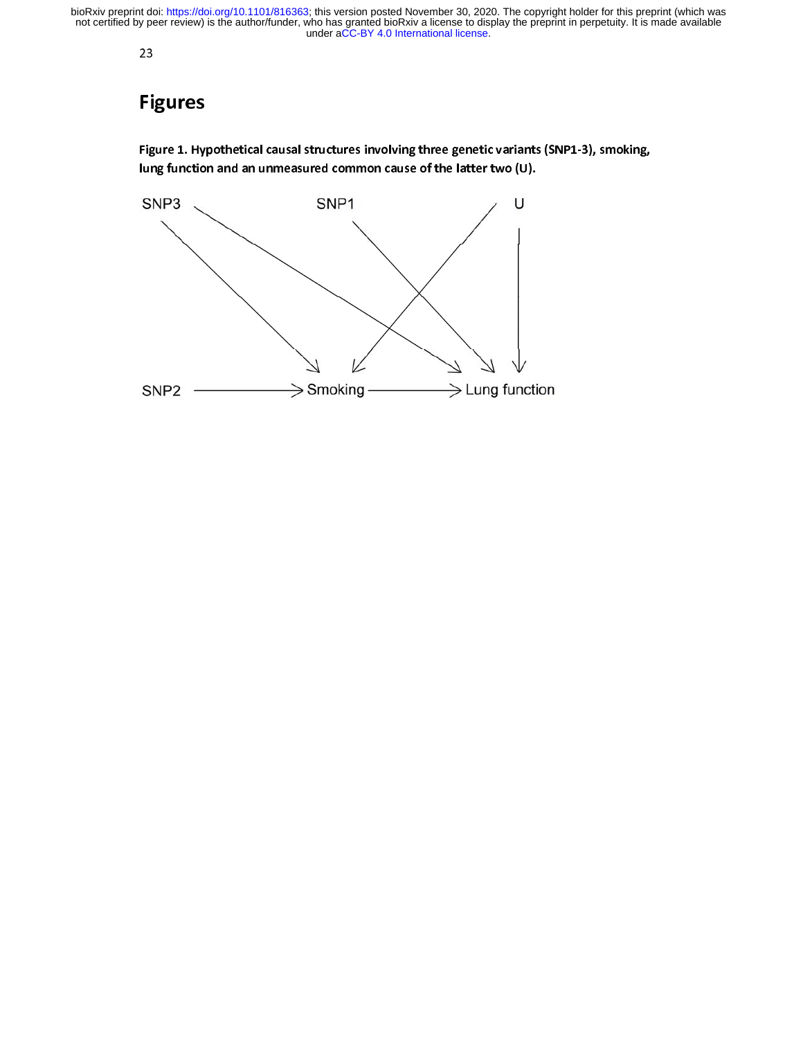# Figures

**Figure 1. Hypothetical causal structures involving three genetic variants (SNP1-3), smoking, lung function and an unmeasured common cause of the latter two (U).**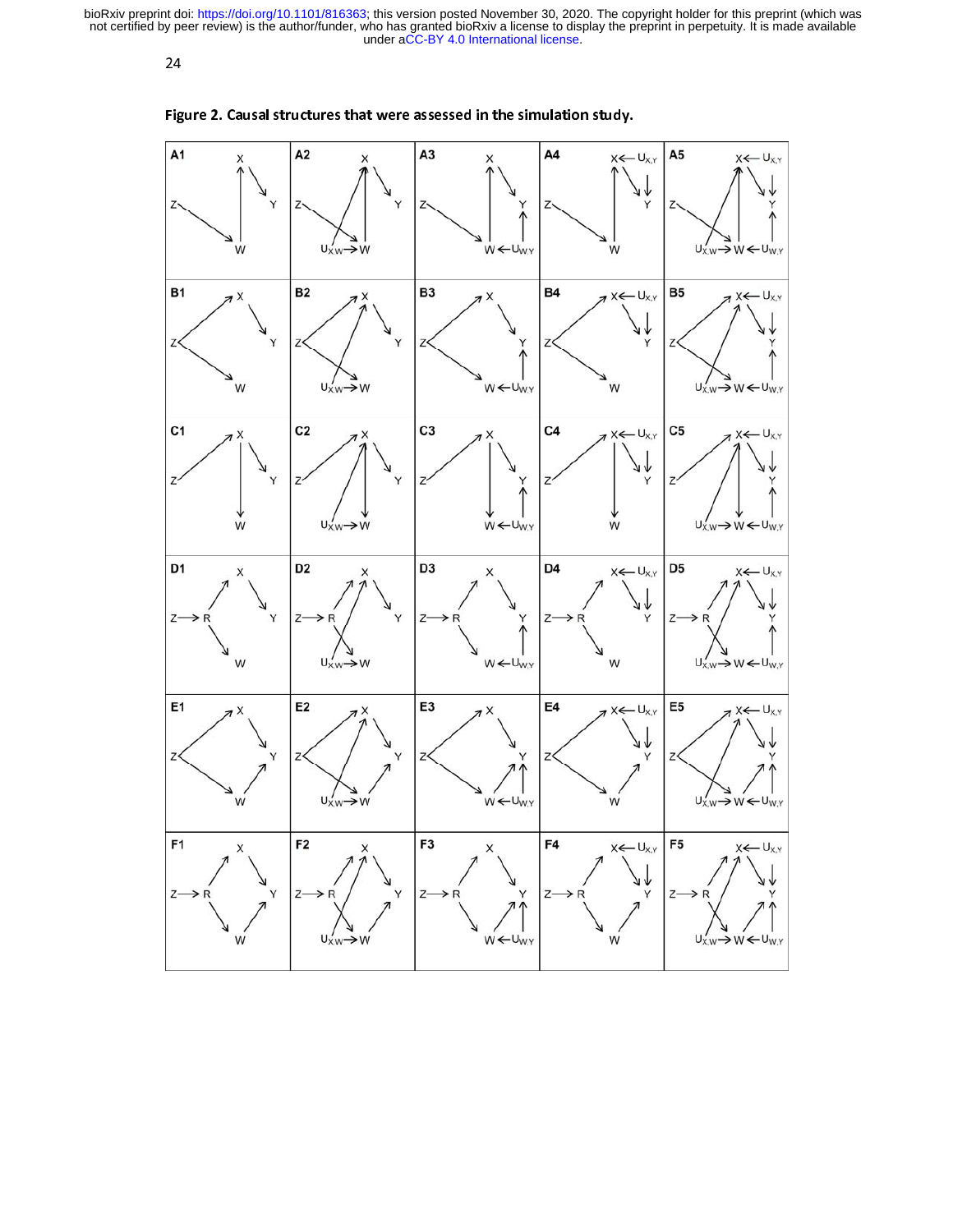**Figure 2. Causal structures that were assessed in the simulation study.**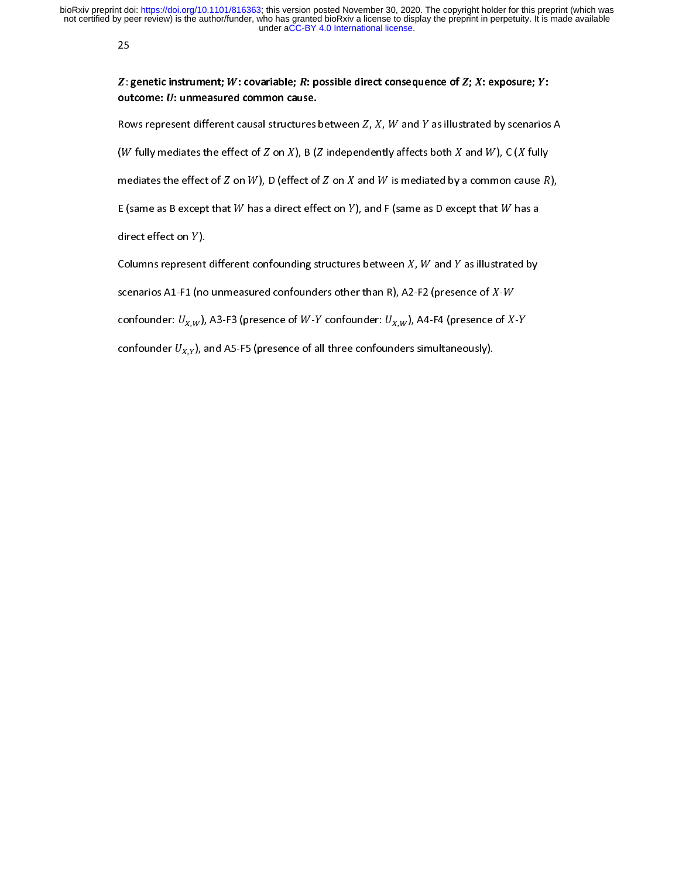**$Z$: genetic instrument; $W$: covariable; $R$: possible direct consequence of $Z$; $X$: exposure; $Y$: outcome: $U$: unmeasured common cause.**

Rows represent different causal structures between $Z$, $X$, $W$ and $Y$ as illustrated by scenarios A ($W$ fully mediates the effect of $Z$ on $X$), B ($Z$ independently affects both $X$ and $W$), C ($X$ fully mediates the effect of $Z$ on $W$), D (effect of $Z$ on $X$ and $W$ is mediated by a common cause $R$), E (same as B except that $W$ has a direct effect on $Y$), and F (same as D except that $W$ has a direct effect on $Y$).

Columns represent different confounding structures between $X$, $W$ and $Y$ as illustrated by scenarios A1-F1 (no unmeasured confounders other than R), A2-F2 (presence of $X$-$W$ confounder: $U_{X,W}$), A3-F3 (presence of $W$-$Y$ confounder: $U_{X,W}$), A4-F4 (presence of $X$-$Y$ confounder $U_{X,Y}$), and A5-F5 (presence of all three confounders simultaneously).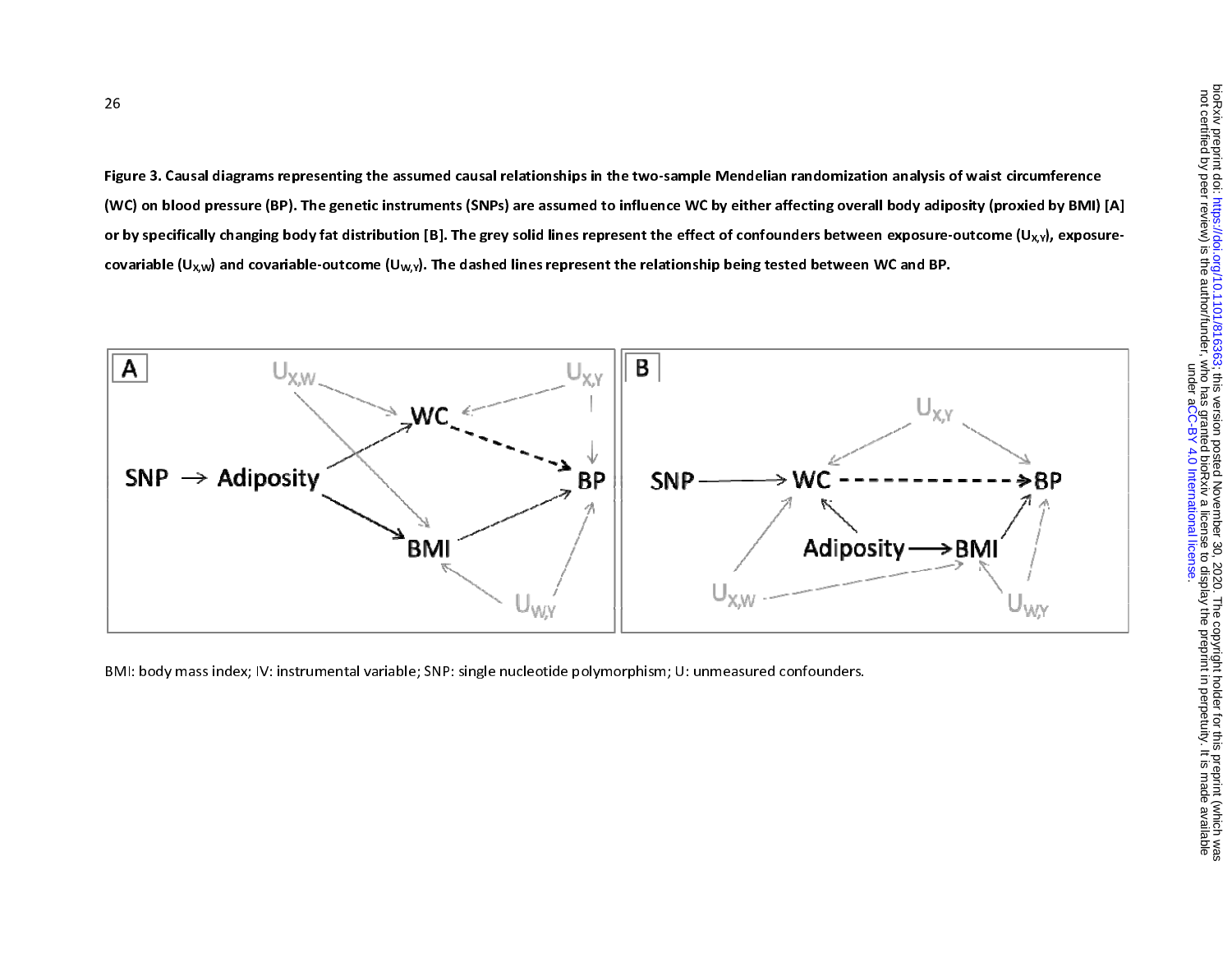**Figure 3. Causal diagrams representing the assumed causal relationships in the two-sample Mendelian randomization analysis of waist circumference (WC) on blood pressure (BP). The genetic instruments (SNPs) are assumed to influence WC by either affecting overall body adiposity (proxied by BMI) [A] or by specifically changing body fat distribution [B]. The grey solid lines represent the effect of confounders between exposure-outcome ($U_{X,Y}$), exposure-covariable ($U_{X,W}$) and covariable-outcome ($U_{W,Y}$). The dashed lines represent the relationship being tested between WC and BP.**

BMI: body mass index; IV: instrumental variable; SNP: single nucleotide polymorphism; U: unmeasured confounders.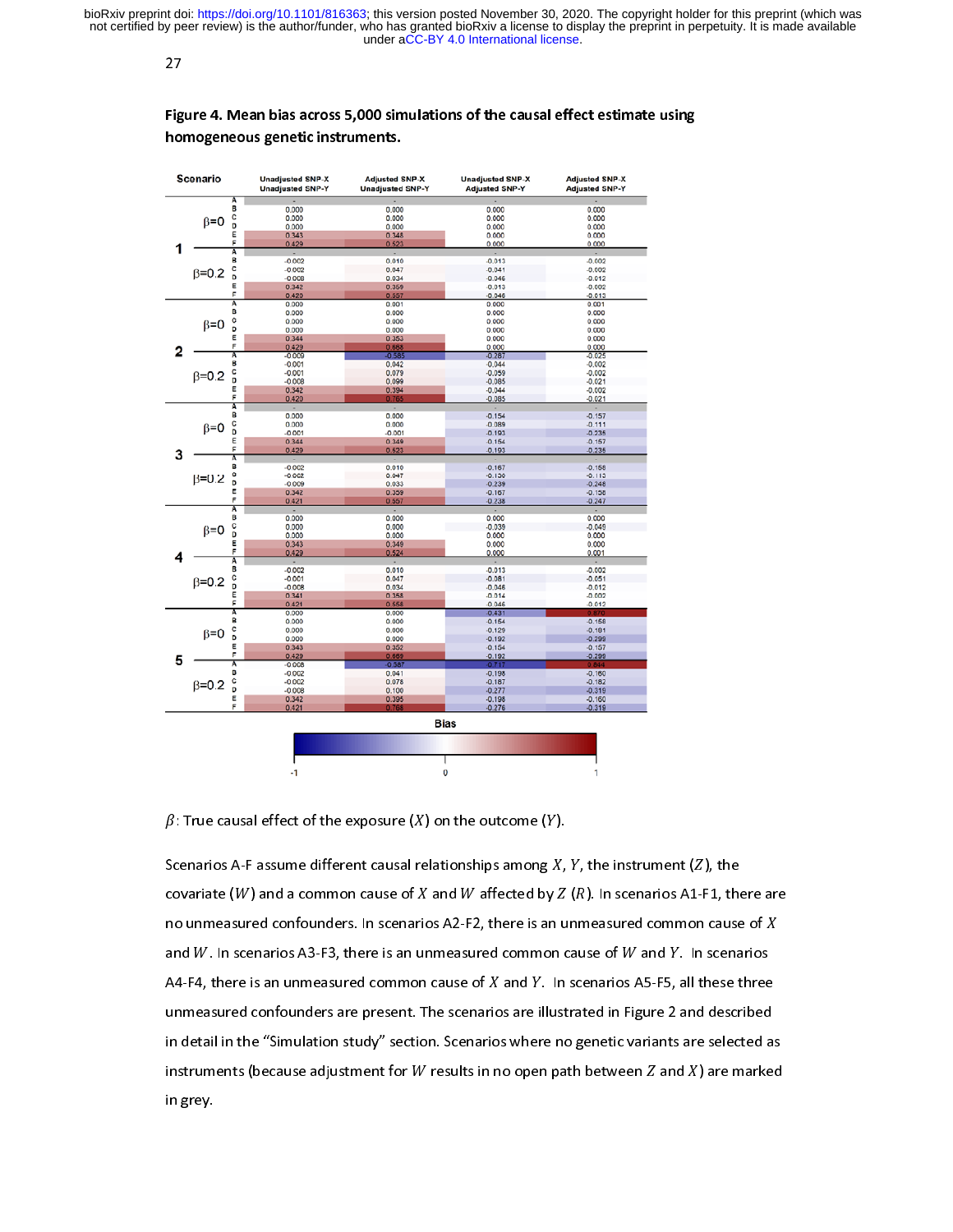**Figure 4. Mean bias across 5,000 simulations of the causal effect estimate using homogeneous genetic instruments.**

| Scenario | | | Unadjusted SNP-X Unadjusted SNP-Y | Adjusted SNP-X Unadjusted SNP-Y | Unadjusted SNP-X Adjusted SNP-Y | Adjusted SNP-X Adjusted SNP-Y |
|---|---|---|---|---|---|---|
| 1 | β=0 | A | - | - | - | - |
| | | B | 0.000 | 0.000 | 0.000 | 0.000 |
| | | C | 0.000 | 0.000 | 0.000 | 0.000 |
| | | D | 0.000 | 0.000 | 0.000 | 0.000 |
| | | E | 0.343 | 0.348 | 0.000 | 0.000 |
| | | F | 0.429 | 0.523 | 0.000 | 0.000 |
| | β=0.2 | A | - | - | - | - |
| | | B | -0.002 | 0.010 | -0.013 | -0.002 |
| | | C | -0.002 | 0.047 | -0.041 | -0.002 |
| | | D | -0.008 | 0.034 | -0.046 | -0.012 |
| | | E | 0.342 | 0.359 | -0.013 | -0.002 |
| | | F | 0.420 | 0.557 | -0.046 | -0.013 |
| 2 | β=0 | A | 0.000 | 0.001 | 0.000 | 0.001 |
| | | B | 0.000 | 0.000 | 0.000 | 0.000 |
| | | C | 0.000 | 0.000 | 0.000 | 0.000 |
| | | D | 0.000 | 0.000 | 0.000 | 0.000 |
| | | E | 0.344 | 0.353 | 0.000 | 0.000 |
| | | F | 0.429 | 0.668 | 0.000 | 0.000 |
| | β=0.2 | A | -0.009 | -0.585 | -0.287 | -0.025 |
| | | B | -0.001 | 0.042 | -0.044 | -0.002 |
| | | C | -0.001 | 0.079 | -0.059 | -0.002 |
| | | D | -0.008 | 0.099 | -0.085 | -0.021 |
| | | E | 0.342 | 0.394 | -0.044 | -0.002 |
| | | F | 0.420 | 0.765 | -0.085 | -0.021 |
| 3 | β=0 | A | - | - | - | - |
| | | B | 0.000 | 0.000 | -0.154 | -0.157 |
| | | C | 0.000 | 0.000 | -0.089 | -0.111 |
| | | D | -0.001 | -0.001 | -0.193 | -0.235 |
| | | E | 0.344 | 0.349 | -0.154 | -0.157 |
| | | F | 0.429 | 0.523 | -0.193 | -0.235 |
| | β=0.2 | A | - | - | - | - |
| | | B | -0.002 | 0.010 | -0.167 | -0.158 |
| | | C | -0.002 | 0.047 | -0.130 | -0.113 |
| | | D | -0.009 | 0.033 | -0.239 | -0.248 |
| | | E | 0.342 | 0.359 | -0.167 | -0.158 |
| | | F | 0.421 | 0.557 | -0.238 | -0.247 |
| 4 | β=0 | A | - | - | - | - |
| | | B | 0.000 | 0.000 | 0.000 | 0.000 |
| | | C | 0.000 | 0.000 | -0.039 | -0.049 |
| | | D | 0.000 | 0.000 | 0.000 | 0.000 |
| | | E | 0.343 | 0.349 | 0.000 | 0.000 |
| | | F | 0.429 | 0.524 | 0.000 | 0.001 |
| | β=0.2 | A | - | - | - | - |
| | | B | -0.002 | 0.010 | -0.013 | -0.002 |
| | | C | -0.001 | 0.047 | -0.081 | -0.051 |
| | | D | -0.008 | 0.034 | -0.046 | -0.012 |
| | | E | 0.341 | 0.358 | -0.014 | -0.002 |
| | | F | 0.421 | 0.558 | -0.046 | -0.012 |
| 5 | β=0 | A | 0.000 | 0.000 | -0.431 | 0.870 |
| | | B | 0.000 | 0.000 | -0.154 | -0.158 |
| | | C | 0.000 | 0.000 | -0.129 | -0.181 |
| | | D | 0.000 | 0.000 | -0.192 | -0.299 |
| | | E | 0.343 | 0.352 | -0.154 | -0.157 |
| | | F | 0.429 | 0.669 | -0.192 | -0.299 |
| | β=0.2 | A | -0.008 | -0.587 | -0.717 | 0.844 |
| | | B | -0.002 | 0.041 | -0.198 | -0.160 |
| | | C | -0.002 | 0.078 | -0.187 | -0.182 |
| | | D | -0.008 | 0.100 | -0.277 | -0.319 |
| | | E | 0.342 | 0.395 | -0.198 | -0.160 |
| | | F | 0.421 | 0.768 | -0.276 | -0.319 |

Bias: color scale from -1 to 1 (blue = -1, white = 0, red = 1).

$\beta$: True causal effect of the exposure ($X$) on the outcome ($Y$).

Scenarios A-F assume different causal relationships among $X$, $Y$, the instrument ($Z$), the covariate ($W$) and a common cause of $X$ and $W$ affected by $Z$ ($R$). In scenarios A1-F1, there are no unmeasured confounders. In scenarios A2-F2, there is an unmeasured common cause of $X$ and $W$. In scenarios A3-F3, there is an unmeasured common cause of $W$ and $Y$. In scenarios A4-F4, there is an unmeasured common cause of $X$ and $Y$. In scenarios A5-F5, all these three unmeasured confounders are present. The scenarios are illustrated in Figure 2 and described in detail in the "Simulation study" section. Scenarios where no genetic variants are selected as instruments (because adjustment for $W$ results in no open path between $Z$ and $X$) are marked in grey.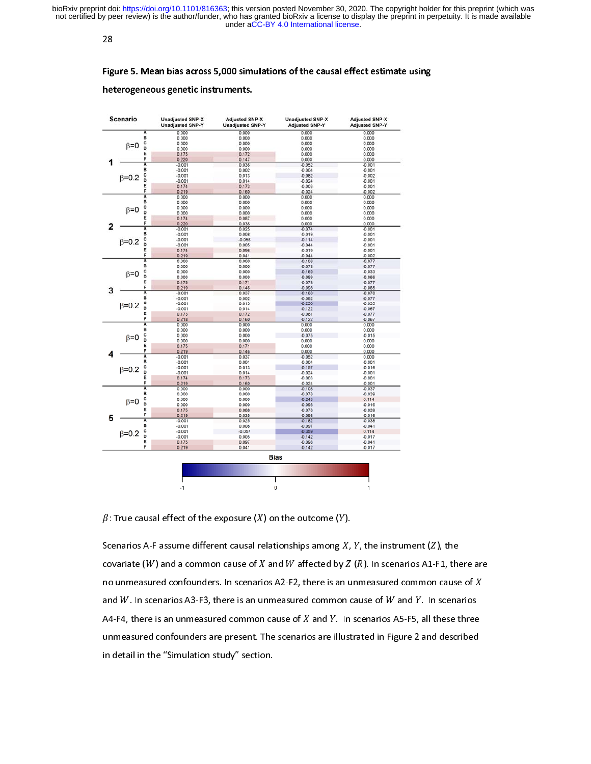**Figure 5. Mean bias across 5,000 simulations of the causal effect estimate using heterogeneous genetic instruments.**

| Scenario | | | Unadjusted SNP-X Unadjusted SNP-Y | Adjusted SNP-X Unadjusted SNP-Y | Unadjusted SNP-X Adjusted SNP-Y | Adjusted SNP-X Adjusted SNP-Y |
|---|---|---|---|---|---|---|
| 1 | β=0 | A | 0.000 | 0.000 | 0.000 | 0.000 |
| | | B | 0.000 | 0.000 | 0.000 | 0.000 |
| | | C | 0.000 | 0.000 | 0.000 | 0.000 |
| | | D | 0.000 | 0.000 | 0.000 | 0.000 |
| | | E | 0.175 | 0.172 | 0.000 | 0.000 |
| | | F | 0.220 | 0.147 | 0.000 | 0.000 |
| | β=0.2 | A | -0.001 | 0.036 | -0.052 | -0.001 |
| | | B | -0.001 | 0.002 | -0.004 | -0.001 |
| | | C | -0.001 | 0.013 | -0.082 | -0.002 |
| | | D | -0.001 | 0.014 | -0.024 | -0.001 |
| | | E | 0.174 | 0.173 | -0.003 | -0.001 |
| | | F | 0.219 | 0.160 | -0.024 | -0.002 |
| 2 | β=0 | A | 0.000 | 0.000 | 0.000 | 0.000 |
| | | B | 0.000 | 0.000 | 0.000 | 0.000 |
| | | C | 0.000 | 0.000 | 0.000 | 0.000 |
| | | D | 0.000 | 0.000 | 0.000 | 0.000 |
| | | E | 0.174 | 0.087 | 0.000 | 0.000 |
| | | F | 0.220 | 0.036 | 0.000 | 0.000 |
| | β=0.2 | A | -0.001 | 0.025 | -0.074 | -0.001 |
| | | B | -0.001 | 0.008 | -0.019 | -0.001 |
| | | C | -0.001 | -0.056 | -0.114 | -0.001 |
| | | D | -0.001 | 0.005 | -0.044 | -0.001 |
| | | E | 0.174 | 0.096 | -0.019 | -0.001 |
| | | F | 0.219 | 0.041 | -0.044 | -0.002 |
| 3 | β=0 | A | 0.000 | 0.000 | -0.108 | -0.077 |
| | | B | 0.000 | 0.000 | -0.078 | -0.077 |
| | | C | 0.000 | 0.000 | -0.169 | -0.033 |
| | | D | 0.000 | 0.000 | -0.099 | -0.066 |
| | | E | 0.175 | 0.171 | -0.078 | -0.077 |
| | | F | 0.219 | 0.146 | -0.098 | -0.065 |
| | β=0.2 | A | -0.001 | 0.037 | -0.160 | -0.076 |
| | | B | -0.001 | 0.002 | -0.082 | -0.077 |
| | | C | -0.001 | 0.013 | -0.250 | -0.033 |
| | | D | -0.001 | 0.014 | -0.122 | -0.067 |
| | | E | 0.173 | 0.172 | -0.081 | -0.077 |
| | | F | 0.218 | 0.160 | -0.122 | -0.067 |
| 4 | β=0 | A | 0.000 | 0.000 | 0.000 | 0.000 |
| | | B | 0.000 | 0.000 | 0.000 | 0.000 |
| | | C | 0.000 | 0.000 | -0.075 | -0.015 |
| | | D | 0.000 | 0.000 | 0.000 | 0.000 |
| | | E | 0.175 | 0.171 | 0.000 | 0.000 |
| | | F | 0.219 | 0.146 | 0.000 | 0.000 |
| | β=0.2 | A | -0.001 | 0.037 | -0.052 | 0.000 |
| | | B | -0.001 | 0.001 | -0.004 | -0.001 |
| | | C | -0.001 | 0.013 | -0.157 | -0.016 |
| | | D | -0.001 | 0.014 | -0.024 | -0.001 |
| | | E | 0.174 | 0.173 | -0.003 | -0.001 |
| | | F | 0.219 | 0.160 | -0.024 | -0.001 |
| 5 | β=0 | A | 0.000 | 0.000 | -0.108 | -0.037 |
| | | B | 0.000 | 0.000 | -0.078 | -0.039 |
| | | C | 0.000 | 0.000 | -0.243 | 0.114 |
| | | D | 0.000 | 0.000 | -0.098 | -0.016 |
| | | E | 0.175 | 0.088 | -0.078 | -0.039 |
| | | F | 0.219 | 0.035 | -0.098 | -0.016 |
| | β=0.2 | A | -0.001 | 0.025 | -0.182 | -0.038 |
| | | B | -0.001 | 0.008 | -0.097 | -0.041 |
| | | C | -0.001 | -0.057 | -0.359 | 0.114 |
| | | D | -0.001 | 0.005 | -0.142 | -0.017 |
| | | E | 0.175 | 0.097 | -0.098 | -0.041 |
| | | F | 0.219 | 0.041 | -0.142 | -0.017 |

Bias (color scale from -1 to 1)

$\beta$: True causal effect of the exposure ($X$) on the outcome ($Y$).

Scenarios A-F assume different causal relationships among $X$, $Y$, the instrument ($Z$), the covariate ($W$) and a common cause of $X$ and $W$ affected by $Z$ ($R$). In scenarios A1-F1, there are no unmeasured confounders. In scenarios A2-F2, there is an unmeasured common cause of $X$ and $W$. In scenarios A3-F3, there is an unmeasured common cause of $W$ and $Y$. In scenarios A4-F4, there is an unmeasured common cause of $X$ and $Y$. In scenarios A5-F5, all these three unmeasured confounders are present. The scenarios are illustrated in Figure 2 and described in detail in the "Simulation study" section.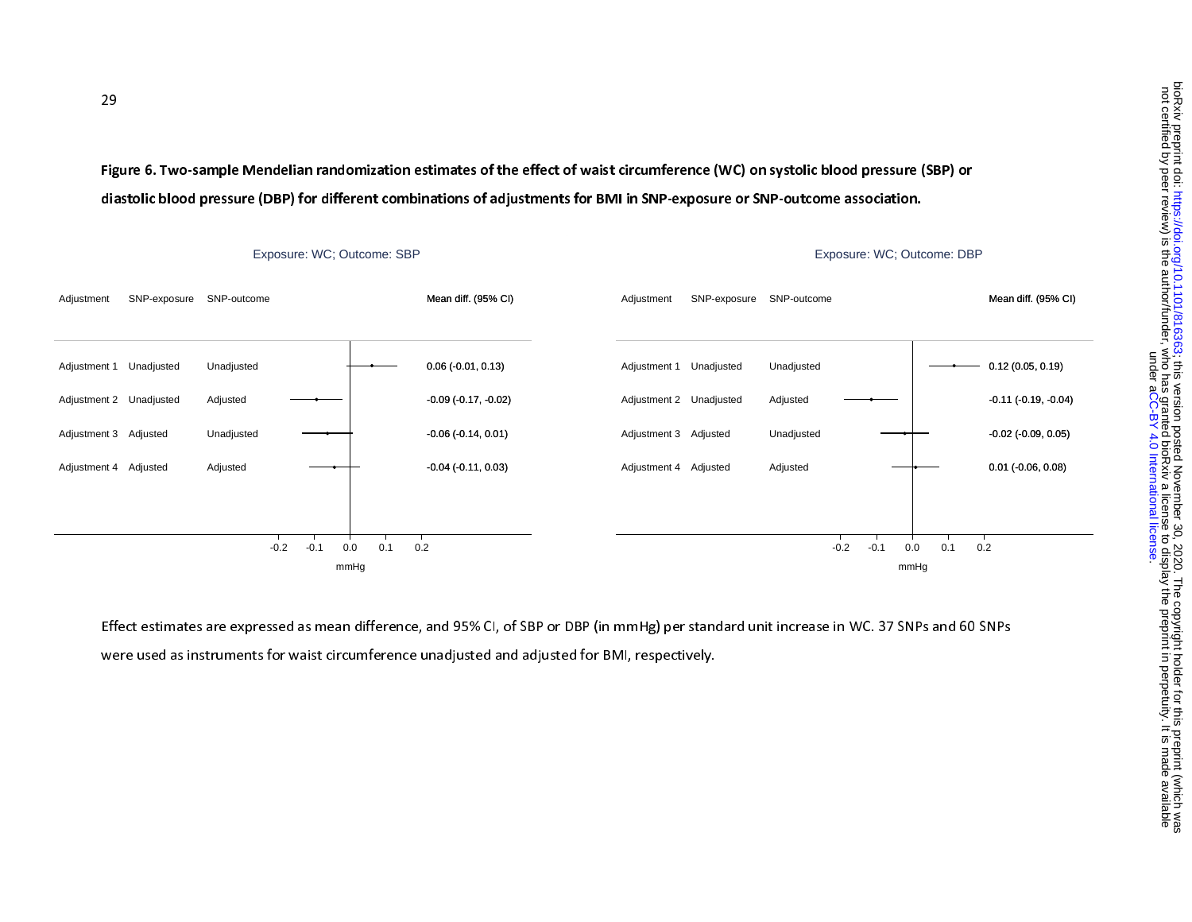**Figure 6. Two-sample Mendelian randomization estimates of the effect of waist circumference (WC) on systolic blood pressure (SBP) or diastolic blood pressure (DBP) for different combinations of adjustments for BMI in SNP-exposure or SNP-outcome association.**

Exposure: WC; Outcome: SBP

Adjustment SNP-exposure SNP-outcome Mean diff. (95% CI)

Adjustment 1 Unadjusted Unadjusted 0.06 (-0.01, 0.13)

Adjustment 2 Unadjusted Adjusted -0.09 (-0.17, -0.02)

Adjustment 3 Adjusted Unadjusted -0.06 (-0.14, 0.01)

Adjustment 4 Adjusted Adjusted -0.04 (-0.11, 0.03)

-0.2 -0.1 0.0 0.1 0.2

mmHg

Exposure: WC; Outcome: DBP

Adjustment SNP-exposure SNP-outcome Mean diff. (95% CI)

Adjustment 1 Unadjusted Unadjusted 0.12 (0.05, 0.19)

Adjustment 2 Unadjusted Adjusted -0.11 (-0.19, -0.04)

Adjustment 3 Adjusted Unadjusted -0.02 (-0.09, 0.05)

Adjustment 4 Adjusted Adjusted 0.01 (-0.06, 0.08)

-0.2 -0.1 0.0 0.1 0.2

mmHg

Effect estimates are expressed as mean difference, and 95% CI, of SBP or DBP (in mmHg) per standard unit increase in WC. 37 SNPs and 60 SNPs were used as instruments for waist circumference unadjusted and adjusted for BMI, respectively.